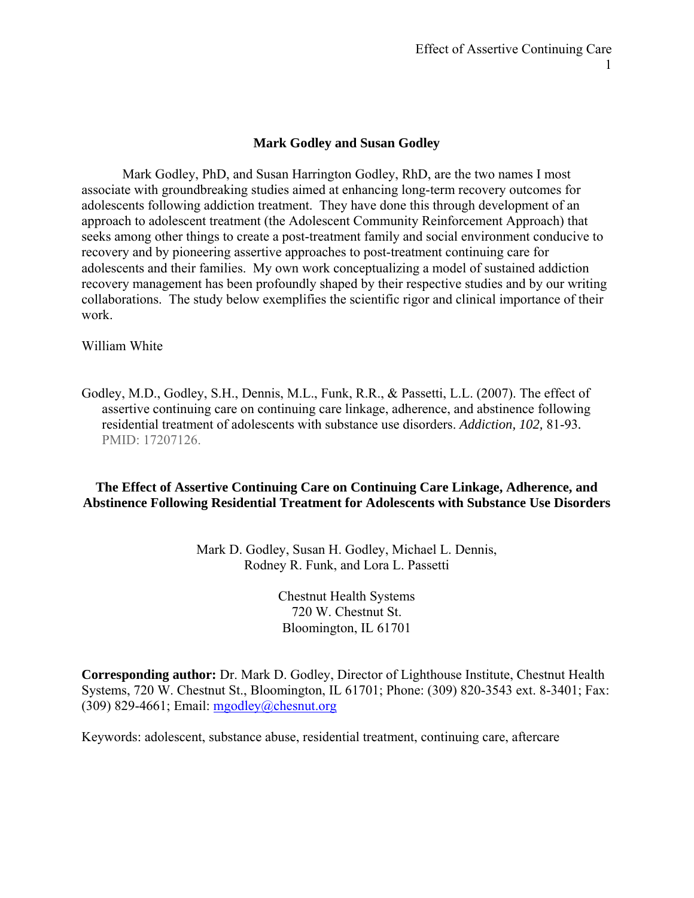## Mark Godley and Susan Godley

Mark Godley, PhD, and Susan Harrington Godley, RhD, are the two names I most associate with groundbreaking studies aimed at enhancing long-term recovery outcomes for adolescents following addiction treatment. They have done this through development of an approach to adolescent treatment (the Adolescent Community Reinforcement Approach) that seeks among other things to create a post-treatment family and social environment conducive to recovery and by pioneering assertive approaches to post-treatment continuing care for adolescents and their families. My own work conceptualizing a model of sustained addiction recovery management has been profoundly shaped by their respective studies and by our writing collaborations. The study below exemplifies the scientific rigor and clinical importance of their work.

William White

Godley, M.D., Godley, S.H., Dennis, M.L., Funk, R.R., & Passetti, L.L. (2007). The effect of assertive continuing care on continuing care linkage, adherence, and abstinence following residential treatment of adolescents with substance use disorders. *Addiction, 102,* 81-93. PMID: 17207126.

# The Effect of Assertive Continuing Care on Continuing Care Linkage, Adherence, and Abstinence Following Residential Treatment for Adolescents with Substance Use Disorders

Mark D. Godley, Susan H. Godley, Michael L. Dennis, Rodney R. Funk, and Lora L. Passetti

Chestnut Health Systems
720 W. Chestnut St.
Bloomington, IL 61701

**Corresponding author:** Dr. Mark D. Godley, Director of Lighthouse Institute, Chestnut Health Systems, 720 W. Chestnut St., Bloomington, IL 61701; Phone: (309) 820-3543 ext. 8-3401; Fax: (309) 829-4661; Email: mgodley@chesnut.org

Keywords: adolescent, substance abuse, residential treatment, continuing care, aftercare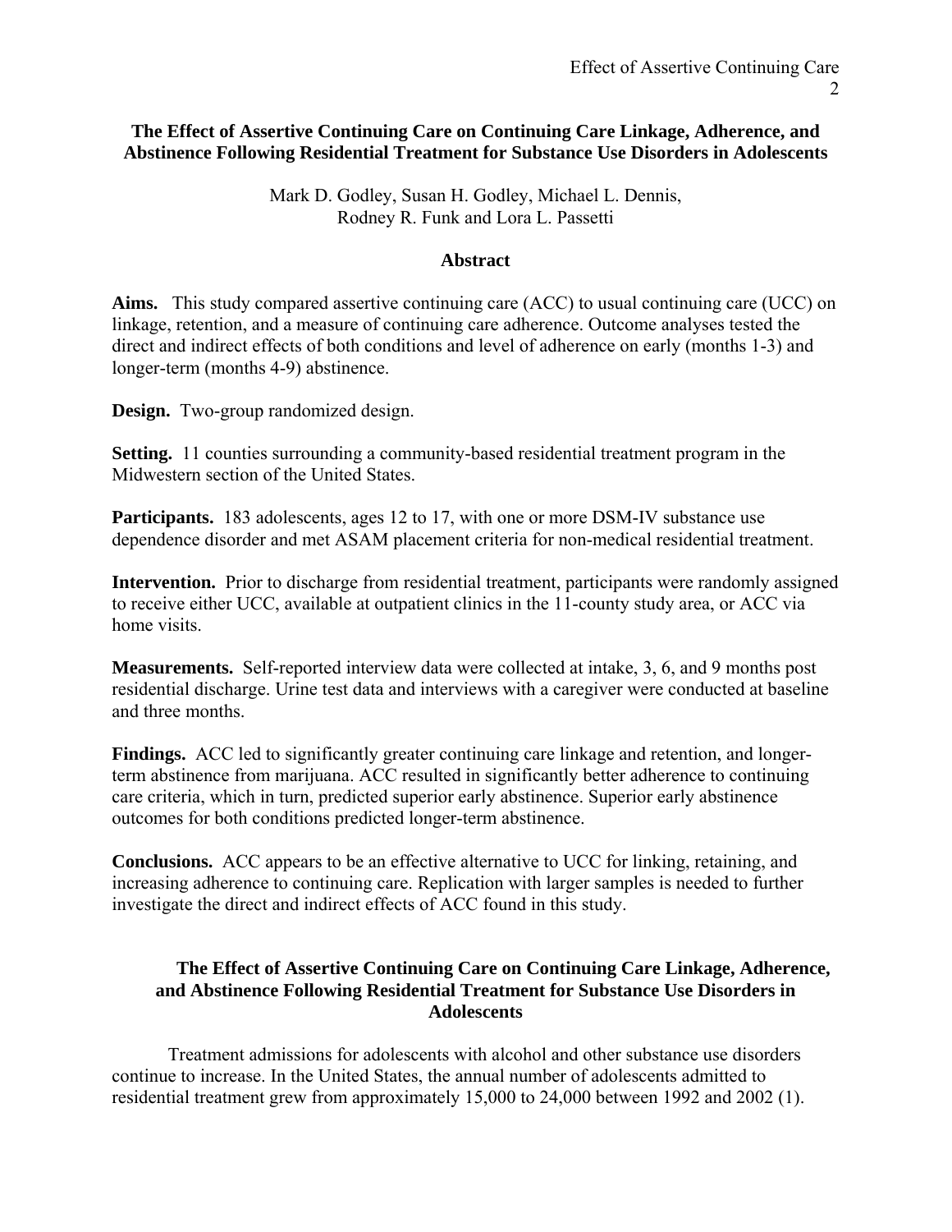# The Effect of Assertive Continuing Care on Continuing Care Linkage, Adherence, and Abstinence Following Residential Treatment for Substance Use Disorders in Adolescents

Mark D. Godley, Susan H. Godley, Michael L. Dennis, Rodney R. Funk and Lora L. Passetti

## Abstract

**Aims.** This study compared assertive continuing care (ACC) to usual continuing care (UCC) on linkage, retention, and a measure of continuing care adherence. Outcome analyses tested the direct and indirect effects of both conditions and level of adherence on early (months 1-3) and longer-term (months 4-9) abstinence.

**Design.** Two-group randomized design.

**Setting.** 11 counties surrounding a community-based residential treatment program in the Midwestern section of the United States.

**Participants.** 183 adolescents, ages 12 to 17, with one or more DSM-IV substance use dependence disorder and met ASAM placement criteria for non-medical residential treatment.

**Intervention.** Prior to discharge from residential treatment, participants were randomly assigned to receive either UCC, available at outpatient clinics in the 11-county study area, or ACC via home visits.

**Measurements.** Self-reported interview data were collected at intake, 3, 6, and 9 months post residential discharge. Urine test data and interviews with a caregiver were conducted at baseline and three months.

**Findings.** ACC led to significantly greater continuing care linkage and retention, and longer-term abstinence from marijuana. ACC resulted in significantly better adherence to continuing care criteria, which in turn, predicted superior early abstinence. Superior early abstinence outcomes for both conditions predicted longer-term abstinence.

**Conclusions.** ACC appears to be an effective alternative to UCC for linking, retaining, and increasing adherence to continuing care. Replication with larger samples is needed to further investigate the direct and indirect effects of ACC found in this study.

## The Effect of Assertive Continuing Care on Continuing Care Linkage, Adherence, and Abstinence Following Residential Treatment for Substance Use Disorders in Adolescents

Treatment admissions for adolescents with alcohol and other substance use disorders continue to increase. In the United States, the annual number of adolescents admitted to residential treatment grew from approximately 15,000 to 24,000 between 1992 and 2002 (1).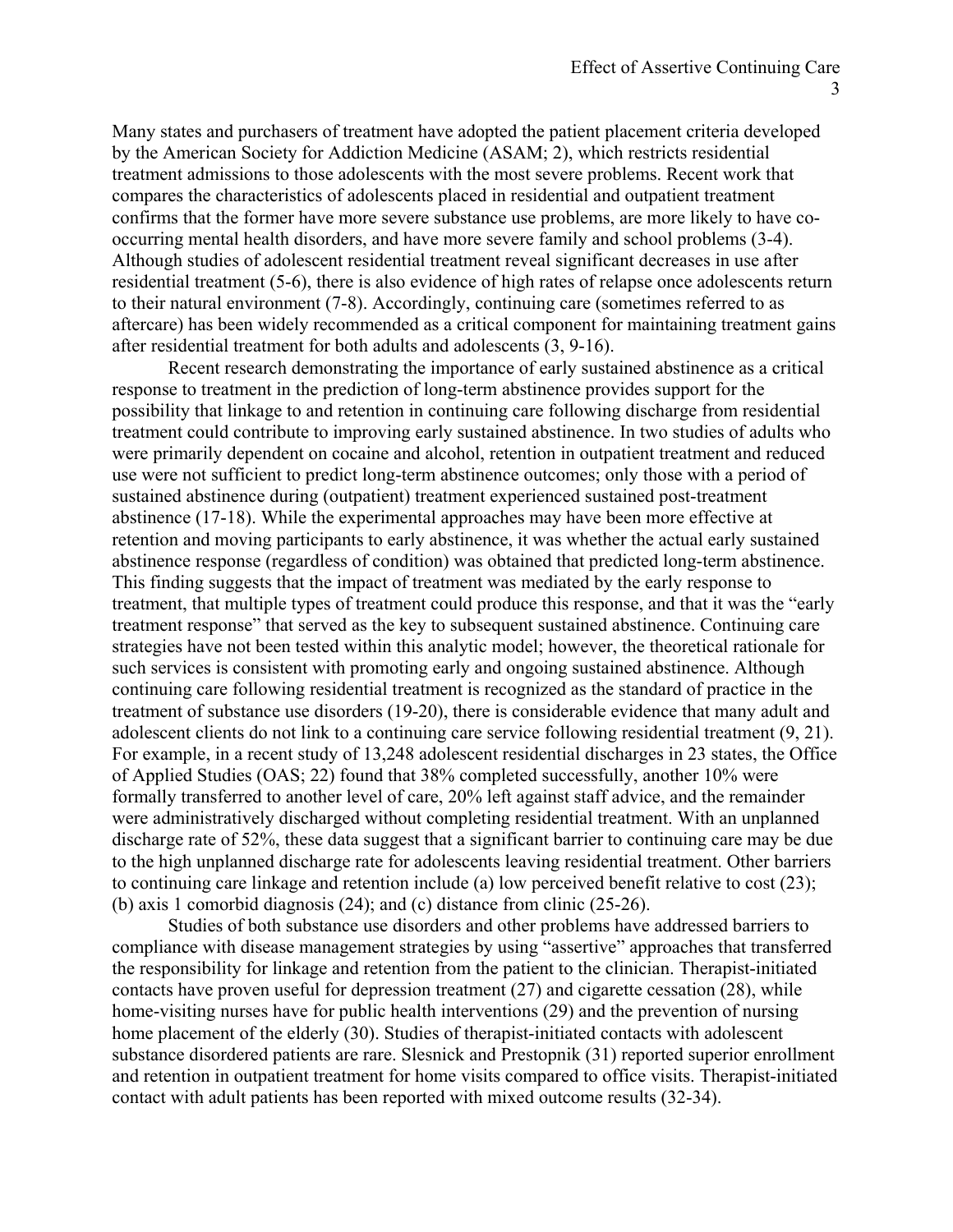Many states and purchasers of treatment have adopted the patient placement criteria developed by the American Society for Addiction Medicine (ASAM; 2), which restricts residential treatment admissions to those adolescents with the most severe problems. Recent work that compares the characteristics of adolescents placed in residential and outpatient treatment confirms that the former have more severe substance use problems, are more likely to have co-occurring mental health disorders, and have more severe family and school problems (3-4). Although studies of adolescent residential treatment reveal significant decreases in use after residential treatment (5-6), there is also evidence of high rates of relapse once adolescents return to their natural environment (7-8). Accordingly, continuing care (sometimes referred to as aftercare) has been widely recommended as a critical component for maintaining treatment gains after residential treatment for both adults and adolescents (3, 9-16).

Recent research demonstrating the importance of early sustained abstinence as a critical response to treatment in the prediction of long-term abstinence provides support for the possibility that linkage to and retention in continuing care following discharge from residential treatment could contribute to improving early sustained abstinence. In two studies of adults who were primarily dependent on cocaine and alcohol, retention in outpatient treatment and reduced use were not sufficient to predict long-term abstinence outcomes; only those with a period of sustained abstinence during (outpatient) treatment experienced sustained post-treatment abstinence (17-18). While the experimental approaches may have been more effective at retention and moving participants to early abstinence, it was whether the actual early sustained abstinence response (regardless of condition) was obtained that predicted long-term abstinence. This finding suggests that the impact of treatment was mediated by the early response to treatment, that multiple types of treatment could produce this response, and that it was the "early treatment response" that served as the key to subsequent sustained abstinence. Continuing care strategies have not been tested within this analytic model; however, the theoretical rationale for such services is consistent with promoting early and ongoing sustained abstinence. Although continuing care following residential treatment is recognized as the standard of practice in the treatment of substance use disorders (19-20), there is considerable evidence that many adult and adolescent clients do not link to a continuing care service following residential treatment (9, 21). For example, in a recent study of 13,248 adolescent residential discharges in 23 states, the Office of Applied Studies (OAS; 22) found that 38% completed successfully, another 10% were formally transferred to another level of care, 20% left against staff advice, and the remainder were administratively discharged without completing residential treatment. With an unplanned discharge rate of 52%, these data suggest that a significant barrier to continuing care may be due to the high unplanned discharge rate for adolescents leaving residential treatment. Other barriers to continuing care linkage and retention include (a) low perceived benefit relative to cost (23); (b) axis 1 comorbid diagnosis (24); and (c) distance from clinic (25-26).

Studies of both substance use disorders and other problems have addressed barriers to compliance with disease management strategies by using "assertive" approaches that transferred the responsibility for linkage and retention from the patient to the clinician. Therapist-initiated contacts have proven useful for depression treatment (27) and cigarette cessation (28), while home-visiting nurses have for public health interventions (29) and the prevention of nursing home placement of the elderly (30). Studies of therapist-initiated contacts with adolescent substance disordered patients are rare. Slesnick and Prestopnik (31) reported superior enrollment and retention in outpatient treatment for home visits compared to office visits. Therapist-initiated contact with adult patients has been reported with mixed outcome results (32-34).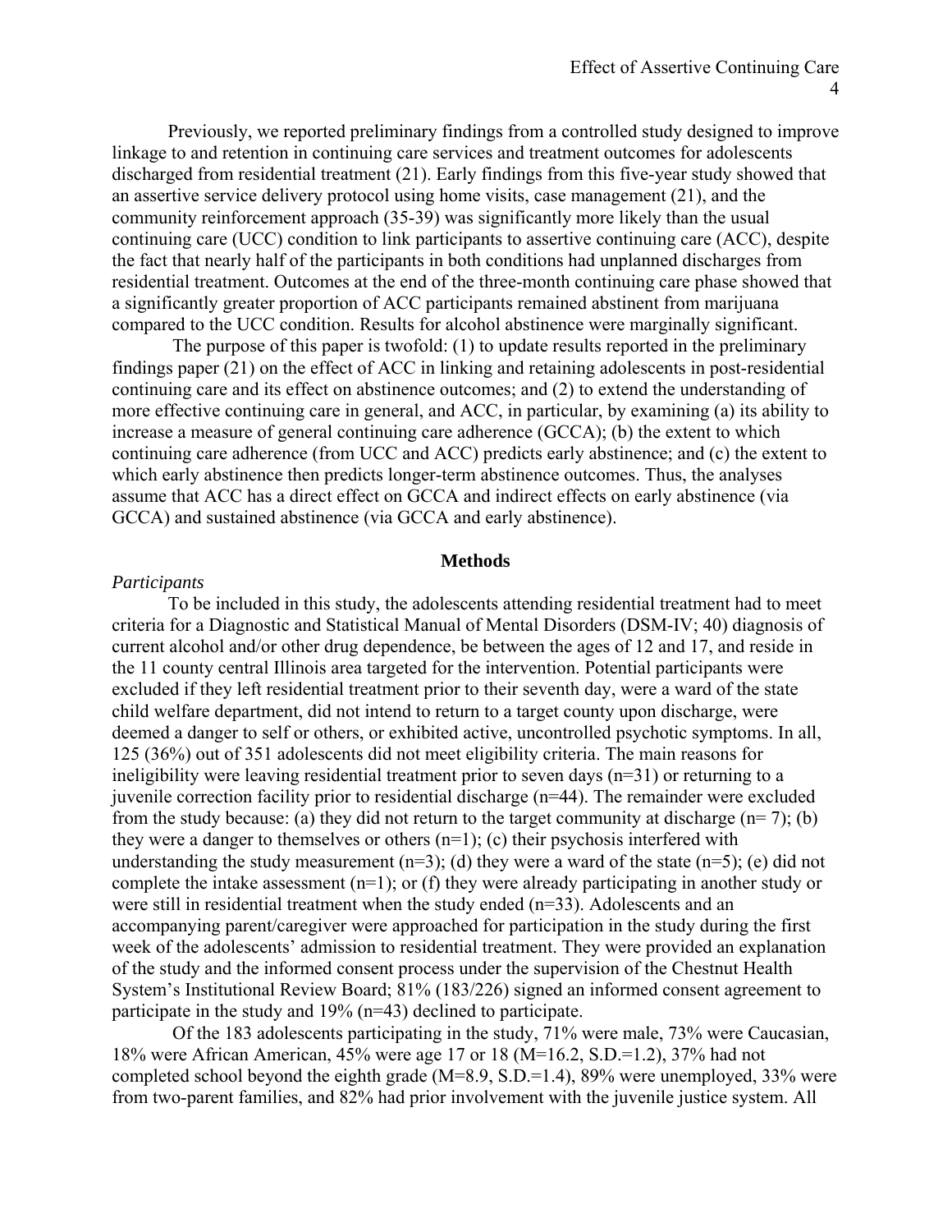Previously, we reported preliminary findings from a controlled study designed to improve linkage to and retention in continuing care services and treatment outcomes for adolescents discharged from residential treatment (21). Early findings from this five-year study showed that an assertive service delivery protocol using home visits, case management (21), and the community reinforcement approach (35-39) was significantly more likely than the usual continuing care (UCC) condition to link participants to assertive continuing care (ACC), despite the fact that nearly half of the participants in both conditions had unplanned discharges from residential treatment. Outcomes at the end of the three-month continuing care phase showed that a significantly greater proportion of ACC participants remained abstinent from marijuana compared to the UCC condition. Results for alcohol abstinence were marginally significant.

The purpose of this paper is twofold: (1) to update results reported in the preliminary findings paper (21) on the effect of ACC in linking and retaining adolescents in post-residential continuing care and its effect on abstinence outcomes; and (2) to extend the understanding of more effective continuing care in general, and ACC, in particular, by examining (a) its ability to increase a measure of general continuing care adherence (GCCA); (b) the extent to which continuing care adherence (from UCC and ACC) predicts early abstinence; and (c) the extent to which early abstinence then predicts longer-term abstinence outcomes. Thus, the analyses assume that ACC has a direct effect on GCCA and indirect effects on early abstinence (via GCCA) and sustained abstinence (via GCCA and early abstinence).

## Methods

*Participants*

To be included in this study, the adolescents attending residential treatment had to meet criteria for a Diagnostic and Statistical Manual of Mental Disorders (DSM-IV; 40) diagnosis of current alcohol and/or other drug dependence, be between the ages of 12 and 17, and reside in the 11 county central Illinois area targeted for the intervention. Potential participants were excluded if they left residential treatment prior to their seventh day, were a ward of the state child welfare department, did not intend to return to a target county upon discharge, were deemed a danger to self or others, or exhibited active, uncontrolled psychotic symptoms. In all, 125 (36%) out of 351 adolescents did not meet eligibility criteria. The main reasons for ineligibility were leaving residential treatment prior to seven days (n=31) or returning to a juvenile correction facility prior to residential discharge (n=44). The remainder were excluded from the study because: (a) they did not return to the target community at discharge (n= 7); (b) they were a danger to themselves or others (n=1); (c) their psychosis interfered with understanding the study measurement (n=3); (d) they were a ward of the state (n=5); (e) did not complete the intake assessment (n=1); or (f) they were already participating in another study or were still in residential treatment when the study ended (n=33). Adolescents and an accompanying parent/caregiver were approached for participation in the study during the first week of the adolescents' admission to residential treatment. They were provided an explanation of the study and the informed consent process under the supervision of the Chestnut Health System's Institutional Review Board; 81% (183/226) signed an informed consent agreement to participate in the study and 19% (n=43) declined to participate.

Of the 183 adolescents participating in the study, 71% were male, 73% were Caucasian, 18% were African American, 45% were age 17 or 18 (M=16.2, S.D.=1.2), 37% had not completed school beyond the eighth grade (M=8.9, S.D.=1.4), 89% were unemployed, 33% were from two-parent families, and 82% had prior involvement with the juvenile justice system. All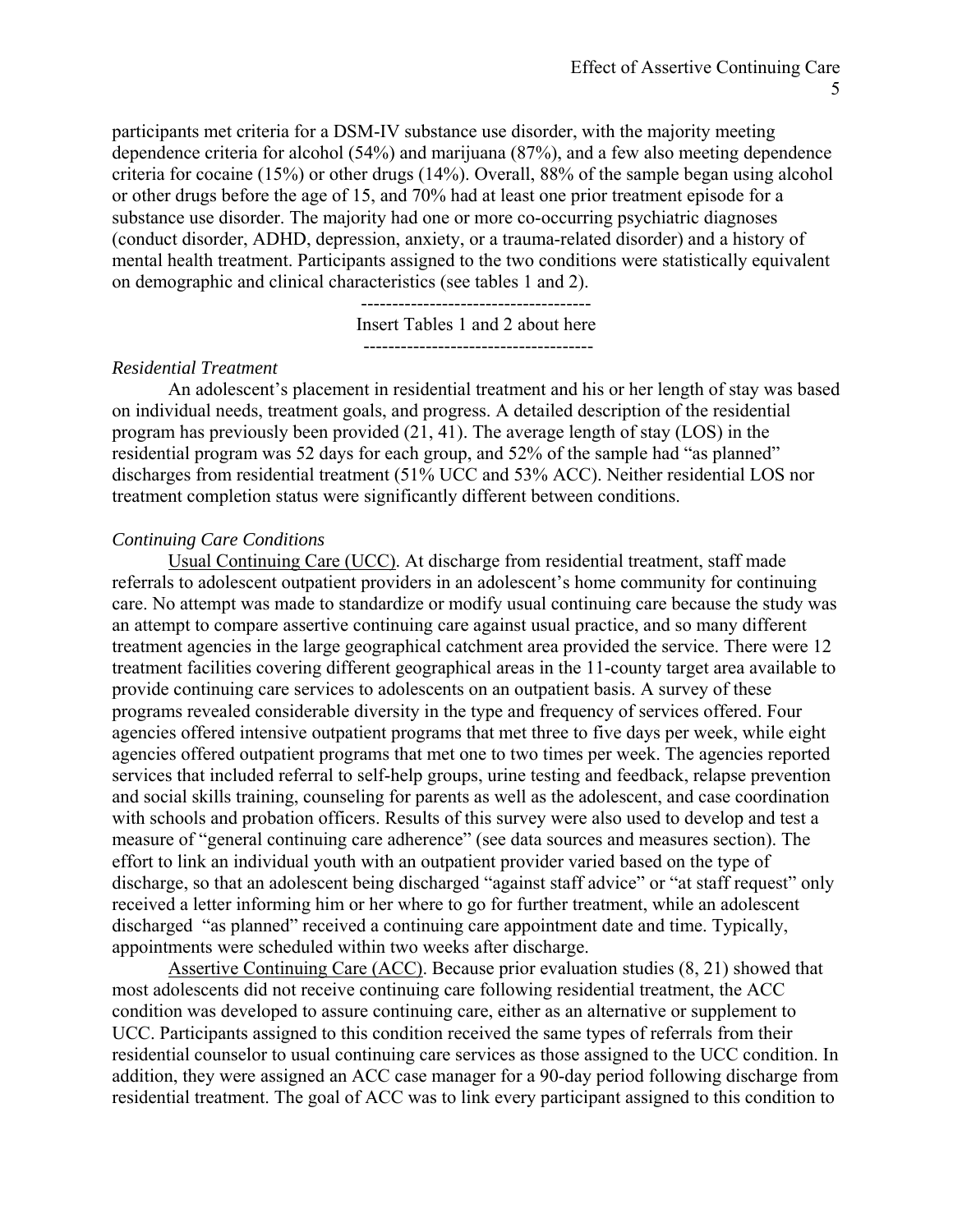participants met criteria for a DSM-IV substance use disorder, with the majority meeting dependence criteria for alcohol (54%) and marijuana (87%), and a few also meeting dependence criteria for cocaine (15%) or other drugs (14%). Overall, 88% of the sample began using alcohol or other drugs before the age of 15, and 70% had at least one prior treatment episode for a substance use disorder. The majority had one or more co-occurring psychiatric diagnoses (conduct disorder, ADHD, depression, anxiety, or a trauma-related disorder) and a history of mental health treatment. Participants assigned to the two conditions were statistically equivalent on demographic and clinical characteristics (see tables 1 and 2).

-------------------------------------
Insert Tables 1 and 2 about here
-------------------------------------

*Residential Treatment*

An adolescent's placement in residential treatment and his or her length of stay was based on individual needs, treatment goals, and progress. A detailed description of the residential program has previously been provided (21, 41). The average length of stay (LOS) in the residential program was 52 days for each group, and 52% of the sample had "as planned" discharges from residential treatment (51% UCC and 53% ACC). Neither residential LOS nor treatment completion status were significantly different between conditions.

*Continuing Care Conditions*

Usual Continuing Care (UCC). At discharge from residential treatment, staff made referrals to adolescent outpatient providers in an adolescent's home community for continuing care. No attempt was made to standardize or modify usual continuing care because the study was an attempt to compare assertive continuing care against usual practice, and so many different treatment agencies in the large geographical catchment area provided the service. There were 12 treatment facilities covering different geographical areas in the 11-county target area available to provide continuing care services to adolescents on an outpatient basis. A survey of these programs revealed considerable diversity in the type and frequency of services offered. Four agencies offered intensive outpatient programs that met three to five days per week, while eight agencies offered outpatient programs that met one to two times per week. The agencies reported services that included referral to self-help groups, urine testing and feedback, relapse prevention and social skills training, counseling for parents as well as the adolescent, and case coordination with schools and probation officers. Results of this survey were also used to develop and test a measure of "general continuing care adherence" (see data sources and measures section). The effort to link an individual youth with an outpatient provider varied based on the type of discharge, so that an adolescent being discharged "against staff advice" or "at staff request" only received a letter informing him or her where to go for further treatment, while an adolescent discharged "as planned" received a continuing care appointment date and time. Typically, appointments were scheduled within two weeks after discharge.

Assertive Continuing Care (ACC). Because prior evaluation studies (8, 21) showed that most adolescents did not receive continuing care following residential treatment, the ACC condition was developed to assure continuing care, either as an alternative or supplement to UCC. Participants assigned to this condition received the same types of referrals from their residential counselor to usual continuing care services as those assigned to the UCC condition. In addition, they were assigned an ACC case manager for a 90-day period following discharge from residential treatment. The goal of ACC was to link every participant assigned to this condition to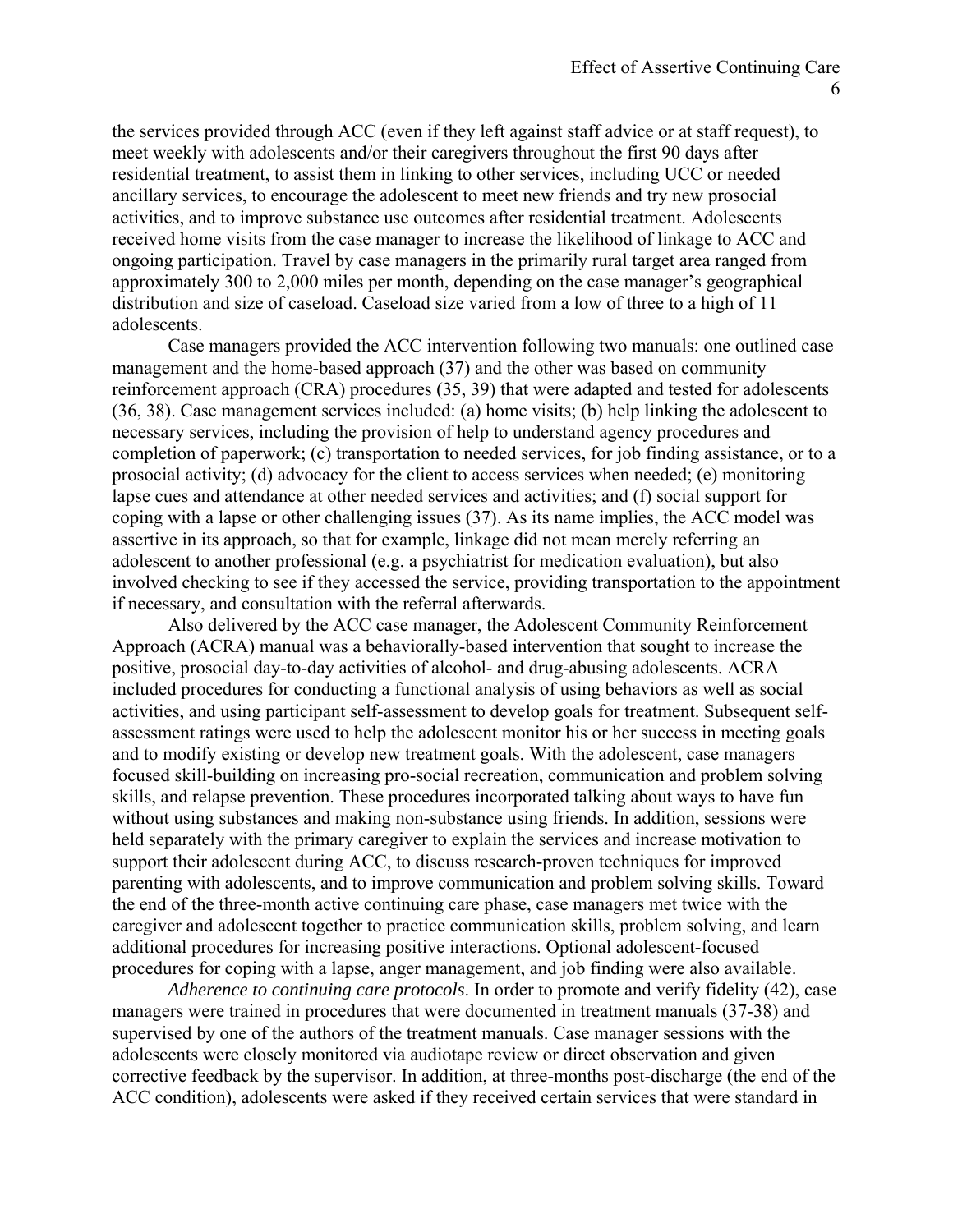the services provided through ACC (even if they left against staff advice or at staff request), to meet weekly with adolescents and/or their caregivers throughout the first 90 days after residential treatment, to assist them in linking to other services, including UCC or needed ancillary services, to encourage the adolescent to meet new friends and try new prosocial activities, and to improve substance use outcomes after residential treatment. Adolescents received home visits from the case manager to increase the likelihood of linkage to ACC and ongoing participation. Travel by case managers in the primarily rural target area ranged from approximately 300 to 2,000 miles per month, depending on the case manager's geographical distribution and size of caseload. Caseload size varied from a low of three to a high of 11 adolescents.

Case managers provided the ACC intervention following two manuals: one outlined case management and the home-based approach (37) and the other was based on community reinforcement approach (CRA) procedures (35, 39) that were adapted and tested for adolescents (36, 38). Case management services included: (a) home visits; (b) help linking the adolescent to necessary services, including the provision of help to understand agency procedures and completion of paperwork; (c) transportation to needed services, for job finding assistance, or to a prosocial activity; (d) advocacy for the client to access services when needed; (e) monitoring lapse cues and attendance at other needed services and activities; and (f) social support for coping with a lapse or other challenging issues (37). As its name implies, the ACC model was assertive in its approach, so that for example, linkage did not mean merely referring an adolescent to another professional (e.g. a psychiatrist for medication evaluation), but also involved checking to see if they accessed the service, providing transportation to the appointment if necessary, and consultation with the referral afterwards.

Also delivered by the ACC case manager, the Adolescent Community Reinforcement Approach (ACRA) manual was a behaviorally-based intervention that sought to increase the positive, prosocial day-to-day activities of alcohol- and drug-abusing adolescents. ACRA included procedures for conducting a functional analysis of using behaviors as well as social activities, and using participant self-assessment to develop goals for treatment. Subsequent self-assessment ratings were used to help the adolescent monitor his or her success in meeting goals and to modify existing or develop new treatment goals. With the adolescent, case managers focused skill-building on increasing pro-social recreation, communication and problem solving skills, and relapse prevention. These procedures incorporated talking about ways to have fun without using substances and making non-substance using friends. In addition, sessions were held separately with the primary caregiver to explain the services and increase motivation to support their adolescent during ACC, to discuss research-proven techniques for improved parenting with adolescents, and to improve communication and problem solving skills. Toward the end of the three-month active continuing care phase, case managers met twice with the caregiver and adolescent together to practice communication skills, problem solving, and learn additional procedures for increasing positive interactions. Optional adolescent-focused procedures for coping with a lapse, anger management, and job finding were also available.

*Adherence to continuing care protocols*. In order to promote and verify fidelity (42), case managers were trained in procedures that were documented in treatment manuals (37-38) and supervised by one of the authors of the treatment manuals. Case manager sessions with the adolescents were closely monitored via audiotape review or direct observation and given corrective feedback by the supervisor. In addition, at three-months post-discharge (the end of the ACC condition), adolescents were asked if they received certain services that were standard in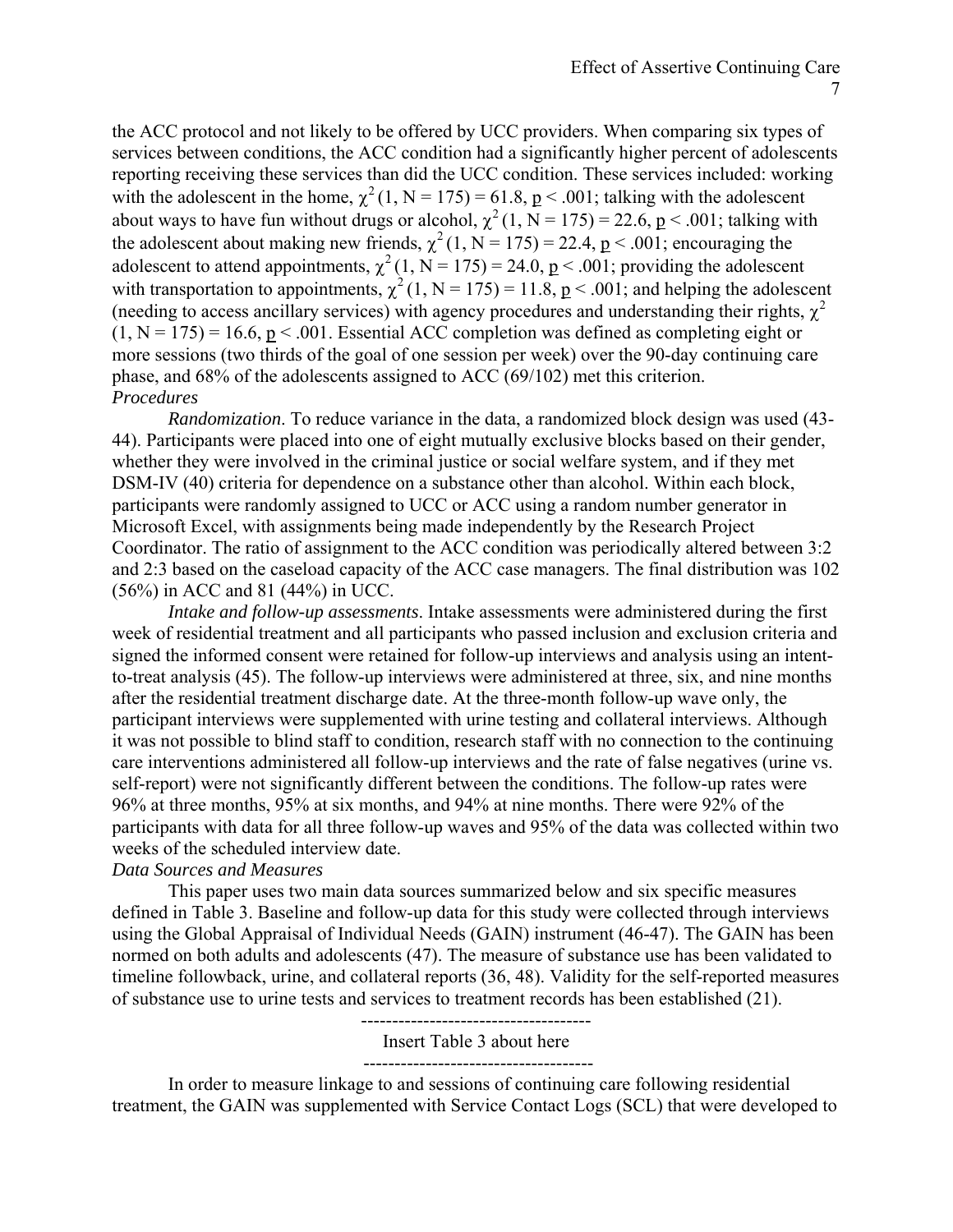the ACC protocol and not likely to be offered by UCC providers. When comparing six types of services between conditions, the ACC condition had a significantly higher percent of adolescents reporting receiving these services than did the UCC condition. These services included: working with the adolescent in the home, $\chi^2(1, N = 175) = 61.8$, $p < .001$; talking with the adolescent about ways to have fun without drugs or alcohol, $\chi^2(1, N = 175) = 22.6$, $p < .001$; talking with the adolescent about making new friends, $\chi^2(1, N = 175) = 22.4$, $p < .001$; encouraging the adolescent to attend appointments, $\chi^2(1, N = 175) = 24.0$, $p < .001$; providing the adolescent with transportation to appointments, $\chi^2(1, N = 175) = 11.8$, $p < .001$; and helping the adolescent (needing to access ancillary services) with agency procedures and understanding their rights, $\chi^2(1, N = 175) = 16.6$, $p < .001$. Essential ACC completion was defined as completing eight or more sessions (two thirds of the goal of one session per week) over the 90-day continuing care phase, and 68% of the adolescents assigned to ACC (69/102) met this criterion.

### *Procedures*

*Randomization*. To reduce variance in the data, a randomized block design was used (43-44). Participants were placed into one of eight mutually exclusive blocks based on their gender, whether they were involved in the criminal justice or social welfare system, and if they met DSM-IV (40) criteria for dependence on a substance other than alcohol. Within each block, participants were randomly assigned to UCC or ACC using a random number generator in Microsoft Excel, with assignments being made independently by the Research Project Coordinator. The ratio of assignment to the ACC condition was periodically altered between 3:2 and 2:3 based on the caseload capacity of the ACC case managers. The final distribution was 102 (56%) in ACC and 81 (44%) in UCC.

*Intake and follow-up assessments*. Intake assessments were administered during the first week of residential treatment and all participants who passed inclusion and exclusion criteria and signed the informed consent were retained for follow-up interviews and analysis using an intent-to-treat analysis (45). The follow-up interviews were administered at three, six, and nine months after the residential treatment discharge date. At the three-month follow-up wave only, the participant interviews were supplemented with urine testing and collateral interviews. Although it was not possible to blind staff to condition, research staff with no connection to the continuing care interventions administered all follow-up interviews and the rate of false negatives (urine vs. self-report) were not significantly different between the conditions. The follow-up rates were 96% at three months, 95% at six months, and 94% at nine months. There were 92% of the participants with data for all three follow-up waves and 95% of the data was collected within two weeks of the scheduled interview date.

### *Data Sources and Measures*

This paper uses two main data sources summarized below and six specific measures defined in Table 3. Baseline and follow-up data for this study were collected through interviews using the Global Appraisal of Individual Needs (GAIN) instrument (46-47). The GAIN has been normed on both adults and adolescents (47). The measure of substance use has been validated to timeline followback, urine, and collateral reports (36, 48). Validity for the self-reported measures of substance use to urine tests and services to treatment records has been established (21).

-------------------------------------

Insert Table 3 about here

-------------------------------------

In order to measure linkage to and sessions of continuing care following residential treatment, the GAIN was supplemented with Service Contact Logs (SCL) that were developed to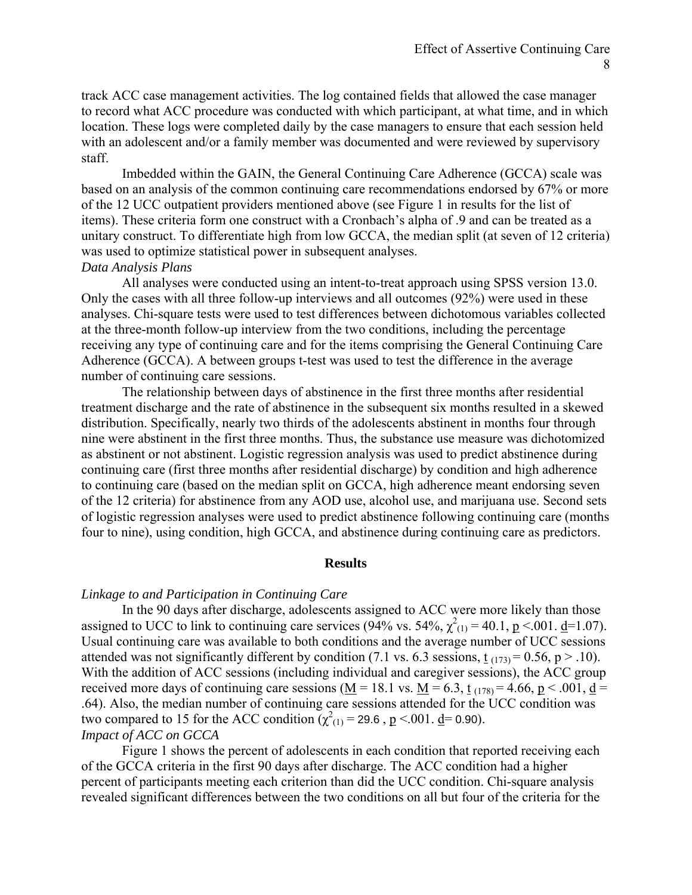track ACC case management activities. The log contained fields that allowed the case manager to record what ACC procedure was conducted with which participant, at what time, and in which location. These logs were completed daily by the case managers to ensure that each session held with an adolescent and/or a family member was documented and were reviewed by supervisory staff.

Imbedded within the GAIN, the General Continuing Care Adherence (GCCA) scale was based on an analysis of the common continuing care recommendations endorsed by 67% or more of the 12 UCC outpatient providers mentioned above (see Figure 1 in results for the list of items). These criteria form one construct with a Cronbach's alpha of .9 and can be treated as a unitary construct. To differentiate high from low GCCA, the median split (at seven of 12 criteria) was used to optimize statistical power in subsequent analyses.

*Data Analysis Plans*

All analyses were conducted using an intent-to-treat approach using SPSS version 13.0. Only the cases with all three follow-up interviews and all outcomes (92%) were used in these analyses. Chi-square tests were used to test differences between dichotomous variables collected at the three-month follow-up interview from the two conditions, including the percentage receiving any type of continuing care and for the items comprising the General Continuing Care Adherence (GCCA). A between groups t-test was used to test the difference in the average number of continuing care sessions.

The relationship between days of abstinence in the first three months after residential treatment discharge and the rate of abstinence in the subsequent six months resulted in a skewed distribution. Specifically, nearly two thirds of the adolescents abstinent in months four through nine were abstinent in the first three months. Thus, the substance use measure was dichotomized as abstinent or not abstinent. Logistic regression analysis was used to predict abstinence during continuing care (first three months after residential discharge) by condition and high adherence to continuing care (based on the median split on GCCA, high adherence meant endorsing seven of the 12 criteria) for abstinence from any AOD use, alcohol use, and marijuana use. Second sets of logistic regression analyses were used to predict abstinence following continuing care (months four to nine), using condition, high GCCA, and abstinence during continuing care as predictors.

## Results

*Linkage to and Participation in Continuing Care*

In the 90 days after discharge, adolescents assigned to ACC were more likely than those assigned to UCC to link to continuing care services (94% vs. 54%, $\chi^2_{(1)} = 40.1$, $p < .001$. $d = 1.07$). Usual continuing care was available to both conditions and the average number of UCC sessions attended was not significantly different by condition (7.1 vs. 6.3 sessions, $t_{(173)} = 0.56$, $p > .10$). With the addition of ACC sessions (including individual and caregiver sessions), the ACC group received more days of continuing care sessions ($M = 18.1$ vs. $M = 6.3$, $t_{(178)} = 4.66$, $p < .001$, $d = .64$). Also, the median number of continuing care sessions attended for the UCC condition was two compared to 15 for the ACC condition ($\chi^2_{(1)} = 29.6$ , $p < .001$. $d = 0.90$).

*Impact of ACC on GCCA*

Figure 1 shows the percent of adolescents in each condition that reported receiving each of the GCCA criteria in the first 90 days after discharge. The ACC condition had a higher percent of participants meeting each criterion than did the UCC condition. Chi-square analysis revealed significant differences between the two conditions on all but four of the criteria for the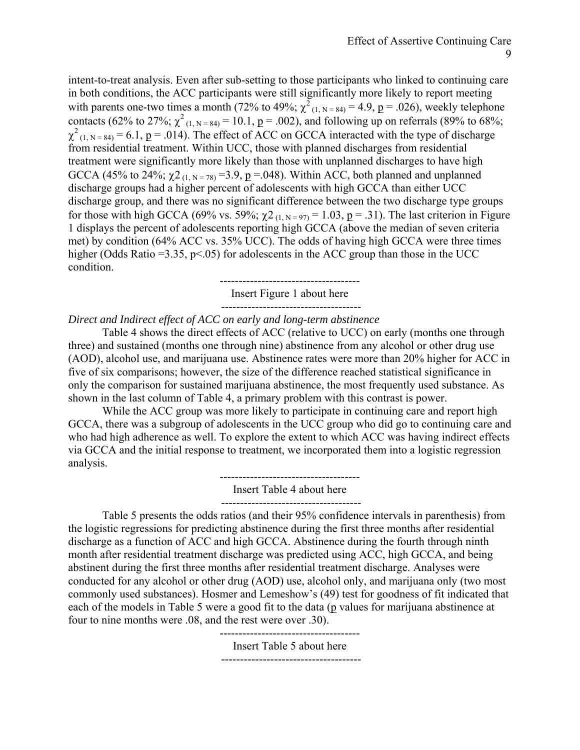intent-to-treat analysis. Even after sub-setting to those participants who linked to continuing care in both conditions, the ACC participants were still significantly more likely to report meeting with parents one-two times a month (72% to 49%; $\chi^2_{(1, N = 84)} = 4.9$, $p = .026$), weekly telephone contacts (62% to 27%; $\chi^2_{(1, N = 84)} = 10.1$, $p = .002$), and following up on referrals (89% to 68%; $\chi^2_{(1, N = 84)} = 6.1$, $p = .014$). The effect of ACC on GCCA interacted with the type of discharge from residential treatment. Within UCC, those with planned discharges from residential treatment were significantly more likely than those with unplanned discharges to have high GCCA (45% to 24%; $\chi2_{(1, N = 78)} = 3.9$, $p = .048$). Within ACC, both planned and unplanned discharge groups had a higher percent of adolescents with high GCCA than either UCC discharge group, and there was no significant difference between the two discharge type groups for those with high GCCA (69% vs. 59%; $\chi2_{(1, N = 97)} = 1.03$, $p = .31$). The last criterion in Figure 1 displays the percent of adolescents reporting high GCCA (above the median of seven criteria met) by condition (64% ACC vs. 35% UCC). The odds of having high GCCA were three times higher (Odds Ratio =3.35, $p<.05$) for adolescents in the ACC group than those in the UCC condition.

-------------------------------------
Insert Figure 1 about here
-------------------------------------

*Direct and Indirect effect of ACC on early and long-term abstinence*

Table 4 shows the direct effects of ACC (relative to UCC) on early (months one through three) and sustained (months one through nine) abstinence from any alcohol or other drug use (AOD), alcohol use, and marijuana use. Abstinence rates were more than 20% higher for ACC in five of six comparisons; however, the size of the difference reached statistical significance in only the comparison for sustained marijuana abstinence, the most frequently used substance. As shown in the last column of Table 4, a primary problem with this contrast is power.

While the ACC group was more likely to participate in continuing care and report high GCCA, there was a subgroup of adolescents in the UCC group who did go to continuing care and who had high adherence as well. To explore the extent to which ACC was having indirect effects via GCCA and the initial response to treatment, we incorporated them into a logistic regression analysis.

-------------------------------------
Insert Table 4 about here
-------------------------------------

Table 5 presents the odds ratios (and their 95% confidence intervals in parenthesis) from the logistic regressions for predicting abstinence during the first three months after residential discharge as a function of ACC and high GCCA. Abstinence during the fourth through ninth month after residential treatment discharge was predicted using ACC, high GCCA, and being abstinent during the first three months after residential treatment discharge. Analyses were conducted for any alcohol or other drug (AOD) use, alcohol only, and marijuana only (two most commonly used substances). Hosmer and Lemeshow's (49) test for goodness of fit indicated that each of the models in Table 5 were a good fit to the data ($p$ values for marijuana abstinence at four to nine months were .08, and the rest were over .30).

-------------------------------------
Insert Table 5 about here
-------------------------------------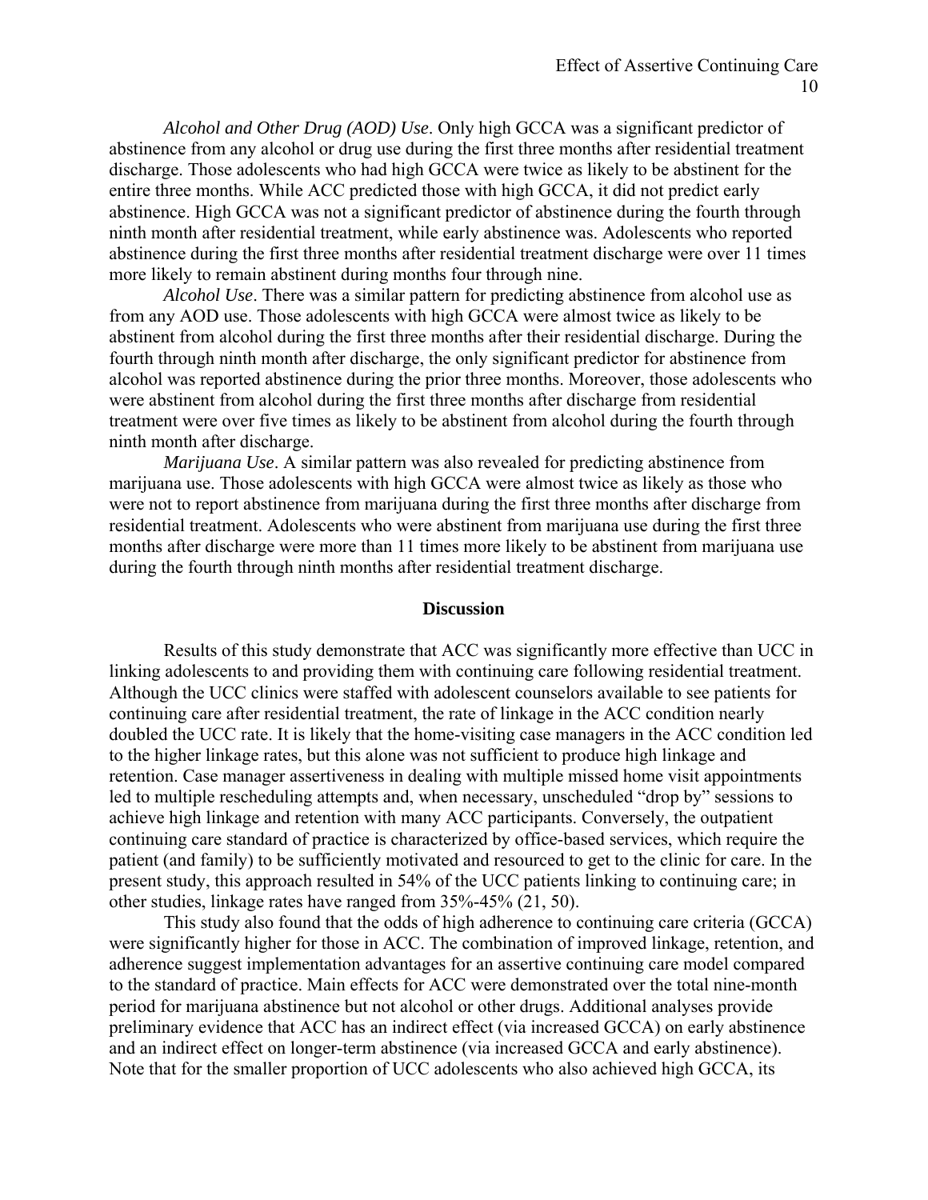*Alcohol and Other Drug (AOD) Use*. Only high GCCA was a significant predictor of abstinence from any alcohol or drug use during the first three months after residential treatment discharge. Those adolescents who had high GCCA were twice as likely to be abstinent for the entire three months. While ACC predicted those with high GCCA, it did not predict early abstinence. High GCCA was not a significant predictor of abstinence during the fourth through ninth month after residential treatment, while early abstinence was. Adolescents who reported abstinence during the first three months after residential treatment discharge were over 11 times more likely to remain abstinent during months four through nine.

*Alcohol Use*. There was a similar pattern for predicting abstinence from alcohol use as from any AOD use. Those adolescents with high GCCA were almost twice as likely to be abstinent from alcohol during the first three months after their residential discharge. During the fourth through ninth month after discharge, the only significant predictor for abstinence from alcohol was reported abstinence during the prior three months. Moreover, those adolescents who were abstinent from alcohol during the first three months after discharge from residential treatment were over five times as likely to be abstinent from alcohol during the fourth through ninth month after discharge.

*Marijuana Use*. A similar pattern was also revealed for predicting abstinence from marijuana use. Those adolescents with high GCCA were almost twice as likely as those who were not to report abstinence from marijuana during the first three months after discharge from residential treatment. Adolescents who were abstinent from marijuana use during the first three months after discharge were more than 11 times more likely to be abstinent from marijuana use during the fourth through ninth months after residential treatment discharge.

## Discussion

Results of this study demonstrate that ACC was significantly more effective than UCC in linking adolescents to and providing them with continuing care following residential treatment. Although the UCC clinics were staffed with adolescent counselors available to see patients for continuing care after residential treatment, the rate of linkage in the ACC condition nearly doubled the UCC rate. It is likely that the home-visiting case managers in the ACC condition led to the higher linkage rates, but this alone was not sufficient to produce high linkage and retention. Case manager assertiveness in dealing with multiple missed home visit appointments led to multiple rescheduling attempts and, when necessary, unscheduled "drop by" sessions to achieve high linkage and retention with many ACC participants. Conversely, the outpatient continuing care standard of practice is characterized by office-based services, which require the patient (and family) to be sufficiently motivated and resourced to get to the clinic for care. In the present study, this approach resulted in 54% of the UCC patients linking to continuing care; in other studies, linkage rates have ranged from 35%-45% (21, 50).

This study also found that the odds of high adherence to continuing care criteria (GCCA) were significantly higher for those in ACC. The combination of improved linkage, retention, and adherence suggest implementation advantages for an assertive continuing care model compared to the standard of practice. Main effects for ACC were demonstrated over the total nine-month period for marijuana abstinence but not alcohol or other drugs. Additional analyses provide preliminary evidence that ACC has an indirect effect (via increased GCCA) on early abstinence and an indirect effect on longer-term abstinence (via increased GCCA and early abstinence). Note that for the smaller proportion of UCC adolescents who also achieved high GCCA, its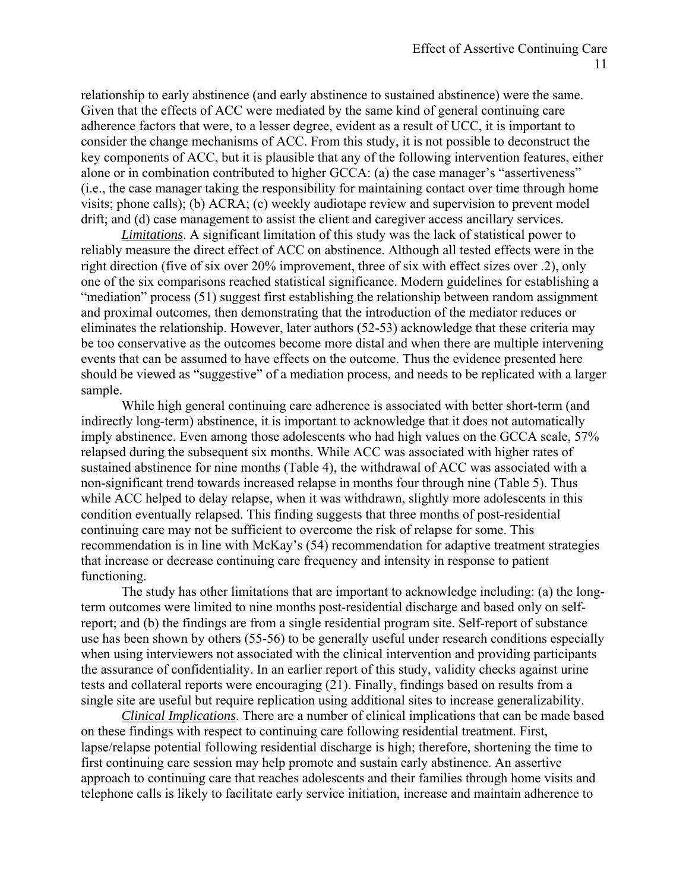relationship to early abstinence (and early abstinence to sustained abstinence) were the same. Given that the effects of ACC were mediated by the same kind of general continuing care adherence factors that were, to a lesser degree, evident as a result of UCC, it is important to consider the change mechanisms of ACC. From this study, it is not possible to deconstruct the key components of ACC, but it is plausible that any of the following intervention features, either alone or in combination contributed to higher GCCA: (a) the case manager's "assertiveness" (i.e., the case manager taking the responsibility for maintaining contact over time through home visits; phone calls); (b) ACRA; (c) weekly audiotape review and supervision to prevent model drift; and (d) case management to assist the client and caregiver access ancillary services.

*Limitations*. A significant limitation of this study was the lack of statistical power to reliably measure the direct effect of ACC on abstinence. Although all tested effects were in the right direction (five of six over 20% improvement, three of six with effect sizes over .2), only one of the six comparisons reached statistical significance. Modern guidelines for establishing a "mediation" process (51) suggest first establishing the relationship between random assignment and proximal outcomes, then demonstrating that the introduction of the mediator reduces or eliminates the relationship. However, later authors (52-53) acknowledge that these criteria may be too conservative as the outcomes become more distal and when there are multiple intervening events that can be assumed to have effects on the outcome. Thus the evidence presented here should be viewed as "suggestive" of a mediation process, and needs to be replicated with a larger sample.

While high general continuing care adherence is associated with better short-term (and indirectly long-term) abstinence, it is important to acknowledge that it does not automatically imply abstinence. Even among those adolescents who had high values on the GCCA scale, 57% relapsed during the subsequent six months. While ACC was associated with higher rates of sustained abstinence for nine months (Table 4), the withdrawal of ACC was associated with a non-significant trend towards increased relapse in months four through nine (Table 5). Thus while ACC helped to delay relapse, when it was withdrawn, slightly more adolescents in this condition eventually relapsed. This finding suggests that three months of post-residential continuing care may not be sufficient to overcome the risk of relapse for some. This recommendation is in line with McKay's (54) recommendation for adaptive treatment strategies that increase or decrease continuing care frequency and intensity in response to patient functioning.

The study has other limitations that are important to acknowledge including: (a) the long-term outcomes were limited to nine months post-residential discharge and based only on self-report; and (b) the findings are from a single residential program site. Self-report of substance use has been shown by others (55-56) to be generally useful under research conditions especially when using interviewers not associated with the clinical intervention and providing participants the assurance of confidentiality. In an earlier report of this study, validity checks against urine tests and collateral reports were encouraging (21). Finally, findings based on results from a single site are useful but require replication using additional sites to increase generalizability.

*Clinical Implications*. There are a number of clinical implications that can be made based on these findings with respect to continuing care following residential treatment. First, lapse/relapse potential following residential discharge is high; therefore, shortening the time to first continuing care session may help promote and sustain early abstinence. An assertive approach to continuing care that reaches adolescents and their families through home visits and telephone calls is likely to facilitate early service initiation, increase and maintain adherence to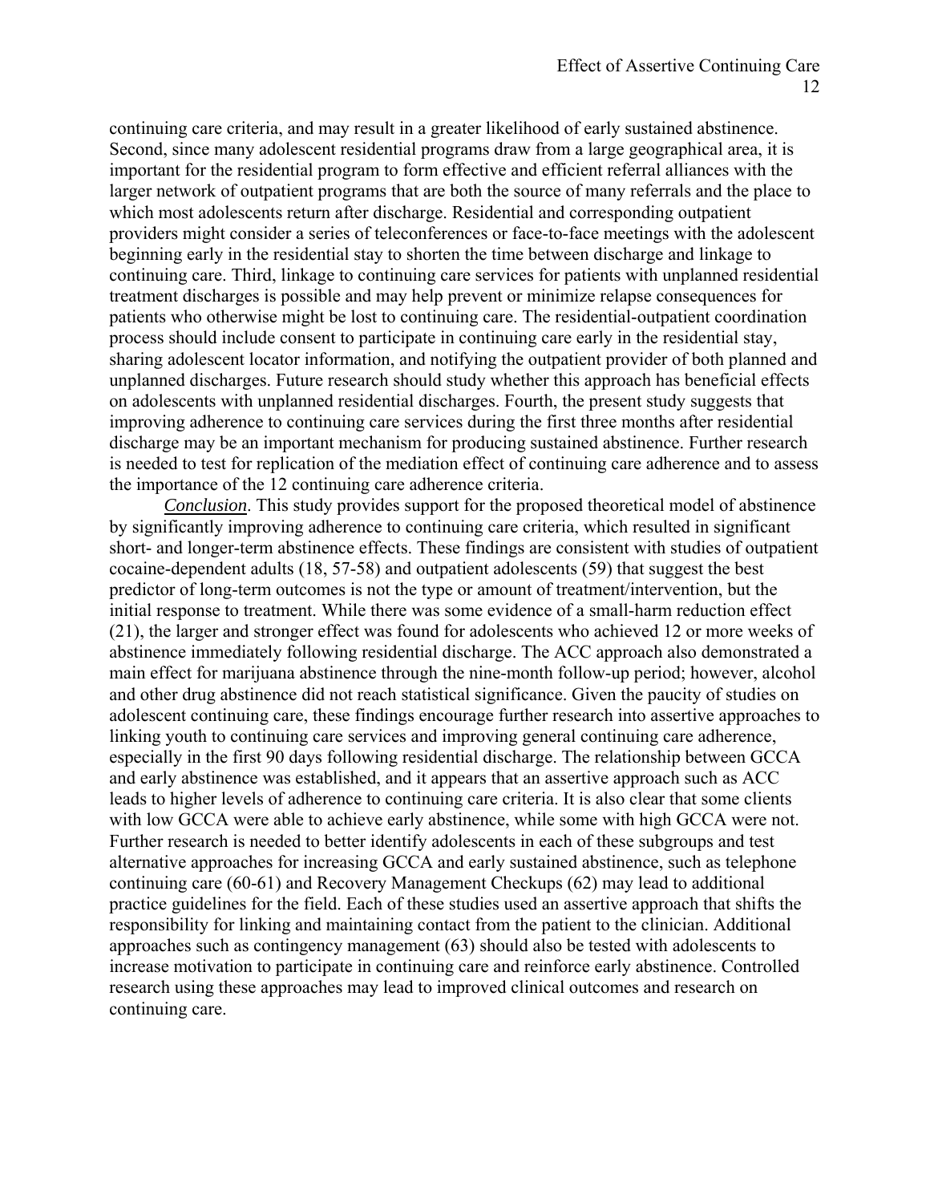continuing care criteria, and may result in a greater likelihood of early sustained abstinence. Second, since many adolescent residential programs draw from a large geographical area, it is important for the residential program to form effective and efficient referral alliances with the larger network of outpatient programs that are both the source of many referrals and the place to which most adolescents return after discharge. Residential and corresponding outpatient providers might consider a series of teleconferences or face-to-face meetings with the adolescent beginning early in the residential stay to shorten the time between discharge and linkage to continuing care. Third, linkage to continuing care services for patients with unplanned residential treatment discharges is possible and may help prevent or minimize relapse consequences for patients who otherwise might be lost to continuing care. The residential-outpatient coordination process should include consent to participate in continuing care early in the residential stay, sharing adolescent locator information, and notifying the outpatient provider of both planned and unplanned discharges. Future research should study whether this approach has beneficial effects on adolescents with unplanned residential discharges. Fourth, the present study suggests that improving adherence to continuing care services during the first three months after residential discharge may be an important mechanism for producing sustained abstinence. Further research is needed to test for replication of the mediation effect of continuing care adherence and to assess the importance of the 12 continuing care adherence criteria.

*Conclusion*. This study provides support for the proposed theoretical model of abstinence by significantly improving adherence to continuing care criteria, which resulted in significant short- and longer-term abstinence effects. These findings are consistent with studies of outpatient cocaine-dependent adults (18, 57-58) and outpatient adolescents (59) that suggest the best predictor of long-term outcomes is not the type or amount of treatment/intervention, but the initial response to treatment. While there was some evidence of a small-harm reduction effect (21), the larger and stronger effect was found for adolescents who achieved 12 or more weeks of abstinence immediately following residential discharge. The ACC approach also demonstrated a main effect for marijuana abstinence through the nine-month follow-up period; however, alcohol and other drug abstinence did not reach statistical significance. Given the paucity of studies on adolescent continuing care, these findings encourage further research into assertive approaches to linking youth to continuing care services and improving general continuing care adherence, especially in the first 90 days following residential discharge. The relationship between GCCA and early abstinence was established, and it appears that an assertive approach such as ACC leads to higher levels of adherence to continuing care criteria. It is also clear that some clients with low GCCA were able to achieve early abstinence, while some with high GCCA were not. Further research is needed to better identify adolescents in each of these subgroups and test alternative approaches for increasing GCCA and early sustained abstinence, such as telephone continuing care (60-61) and Recovery Management Checkups (62) may lead to additional practice guidelines for the field. Each of these studies used an assertive approach that shifts the responsibility for linking and maintaining contact from the patient to the clinician. Additional approaches such as contingency management (63) should also be tested with adolescents to increase motivation to participate in continuing care and reinforce early abstinence. Controlled research using these approaches may lead to improved clinical outcomes and research on continuing care.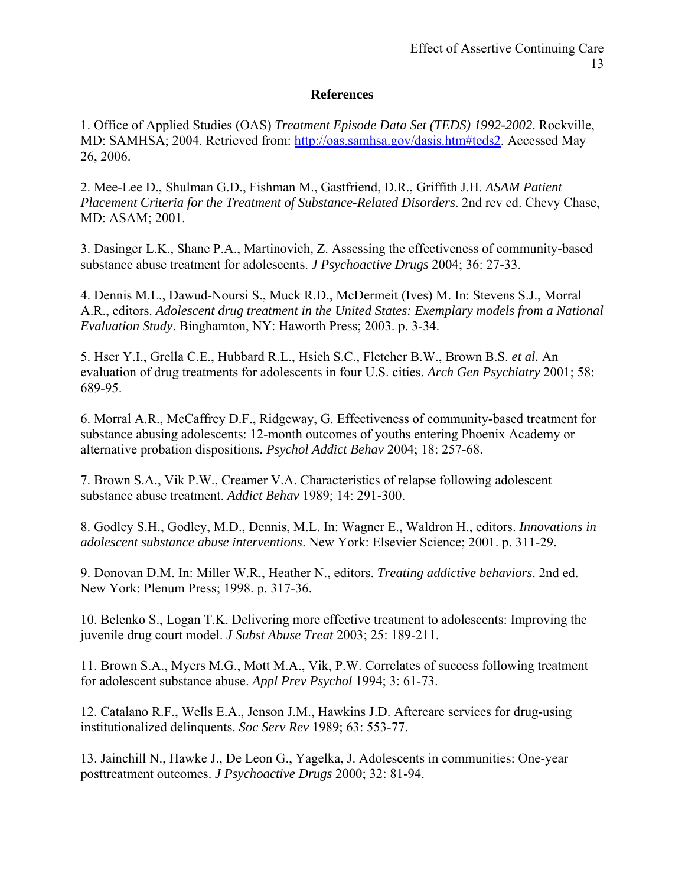## References

1. Office of Applied Studies (OAS) *Treatment Episode Data Set (TEDS) 1992-2002*. Rockville, MD: SAMHSA; 2004. Retrieved from: http://oas.samhsa.gov/dasis.htm#teds2. Accessed May 26, 2006.

2. Mee-Lee D., Shulman G.D., Fishman M., Gastfriend, D.R., Griffith J.H. *ASAM Patient Placement Criteria for the Treatment of Substance-Related Disorders*. 2nd rev ed. Chevy Chase, MD: ASAM; 2001.

3. Dasinger L.K., Shane P.A., Martinovich, Z. Assessing the effectiveness of community-based substance abuse treatment for adolescents. *J Psychoactive Drugs* 2004; 36: 27-33.

4. Dennis M.L., Dawud-Noursi S., Muck R.D., McDermeit (Ives) M. In: Stevens S.J., Morral A.R., editors. *Adolescent drug treatment in the United States: Exemplary models from a National Evaluation Study*. Binghamton, NY: Haworth Press; 2003. p. 3-34.

5. Hser Y.I., Grella C.E., Hubbard R.L., Hsieh S.C., Fletcher B.W., Brown B.S. *et al.* An evaluation of drug treatments for adolescents in four U.S. cities. *Arch Gen Psychiatry* 2001; 58: 689-95.

6. Morral A.R., McCaffrey D.F., Ridgeway, G. Effectiveness of community-based treatment for substance abusing adolescents: 12-month outcomes of youths entering Phoenix Academy or alternative probation dispositions. *Psychol Addict Behav* 2004; 18: 257-68.

7. Brown S.A., Vik P.W., Creamer V.A. Characteristics of relapse following adolescent substance abuse treatment. *Addict Behav* 1989; 14: 291-300.

8. Godley S.H., Godley, M.D., Dennis, M.L. In: Wagner E., Waldron H., editors. *Innovations in adolescent substance abuse interventions*. New York: Elsevier Science; 2001. p. 311-29.

9. Donovan D.M. In: Miller W.R., Heather N., editors. *Treating addictive behaviors*. 2nd ed. New York: Plenum Press; 1998. p. 317-36.

10. Belenko S., Logan T.K. Delivering more effective treatment to adolescents: Improving the juvenile drug court model. *J Subst Abuse Treat* 2003; 25: 189-211.

11. Brown S.A., Myers M.G., Mott M.A., Vik, P.W. Correlates of success following treatment for adolescent substance abuse. *Appl Prev Psychol* 1994; 3: 61-73.

12. Catalano R.F., Wells E.A., Jenson J.M., Hawkins J.D. Aftercare services for drug-using institutionalized delinquents. *Soc Serv Rev* 1989; 63: 553-77.

13. Jainchill N., Hawke J., De Leon G., Yagelka, J. Adolescents in communities: One-year posttreatment outcomes. *J Psychoactive Drugs* 2000; 32: 81-94.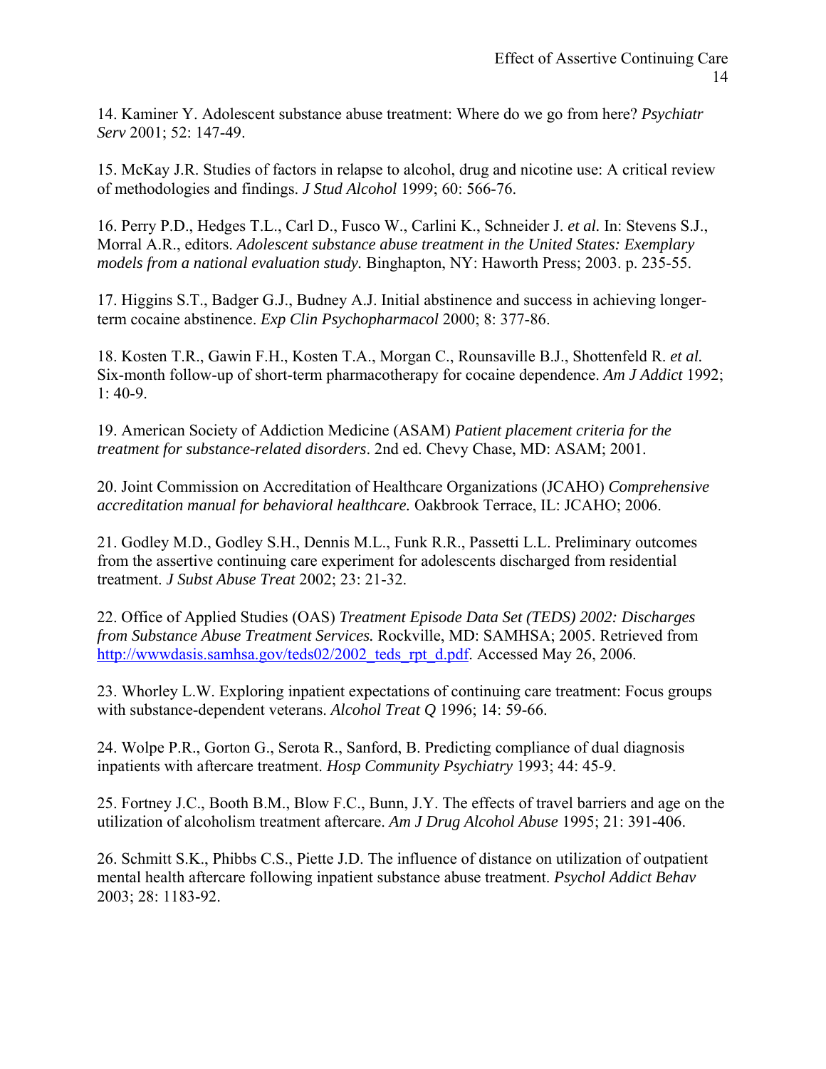14. Kaminer Y. Adolescent substance abuse treatment: Where do we go from here? *Psychiatr Serv* 2001; 52: 147-49.

15. McKay J.R. Studies of factors in relapse to alcohol, drug and nicotine use: A critical review of methodologies and findings. *J Stud Alcohol* 1999; 60: 566-76.

16. Perry P.D., Hedges T.L., Carl D., Fusco W., Carlini K., Schneider J. *et al.* In: Stevens S.J., Morral A.R., editors. *Adolescent substance abuse treatment in the United States: Exemplary models from a national evaluation study.* Binghapton, NY: Haworth Press; 2003. p. 235-55.

17. Higgins S.T., Badger G.J., Budney A.J. Initial abstinence and success in achieving longer-term cocaine abstinence. *Exp Clin Psychopharmacol* 2000; 8: 377-86.

18. Kosten T.R., Gawin F.H., Kosten T.A., Morgan C., Rounsaville B.J., Shottenfeld R. *et al.* Six-month follow-up of short-term pharmacotherapy for cocaine dependence. *Am J Addict* 1992; 1: 40-9.

19. American Society of Addiction Medicine (ASAM) *Patient placement criteria for the treatment for substance-related disorders*. 2nd ed. Chevy Chase, MD: ASAM; 2001.

20. Joint Commission on Accreditation of Healthcare Organizations (JCAHO) *Comprehensive accreditation manual for behavioral healthcare.* Oakbrook Terrace, IL: JCAHO; 2006.

21. Godley M.D., Godley S.H., Dennis M.L., Funk R.R., Passetti L.L. Preliminary outcomes from the assertive continuing care experiment for adolescents discharged from residential treatment. *J Subst Abuse Treat* 2002; 23: 21-32.

22. Office of Applied Studies (OAS) *Treatment Episode Data Set (TEDS) 2002: Discharges from Substance Abuse Treatment Services.* Rockville, MD: SAMHSA; 2005. Retrieved from http://wwwdasis.samhsa.gov/teds02/2002_teds_rpt_d.pdf. Accessed May 26, 2006.

23. Whorley L.W. Exploring inpatient expectations of continuing care treatment: Focus groups with substance-dependent veterans. *Alcohol Treat Q* 1996; 14: 59-66.

24. Wolpe P.R., Gorton G., Serota R., Sanford, B. Predicting compliance of dual diagnosis inpatients with aftercare treatment. *Hosp Community Psychiatry* 1993; 44: 45-9.

25. Fortney J.C., Booth B.M., Blow F.C., Bunn, J.Y. The effects of travel barriers and age on the utilization of alcoholism treatment aftercare. *Am J Drug Alcohol Abuse* 1995; 21: 391-406.

26. Schmitt S.K., Phibbs C.S., Piette J.D. The influence of distance on utilization of outpatient mental health aftercare following inpatient substance abuse treatment. *Psychol Addict Behav* 2003; 28: 1183-92.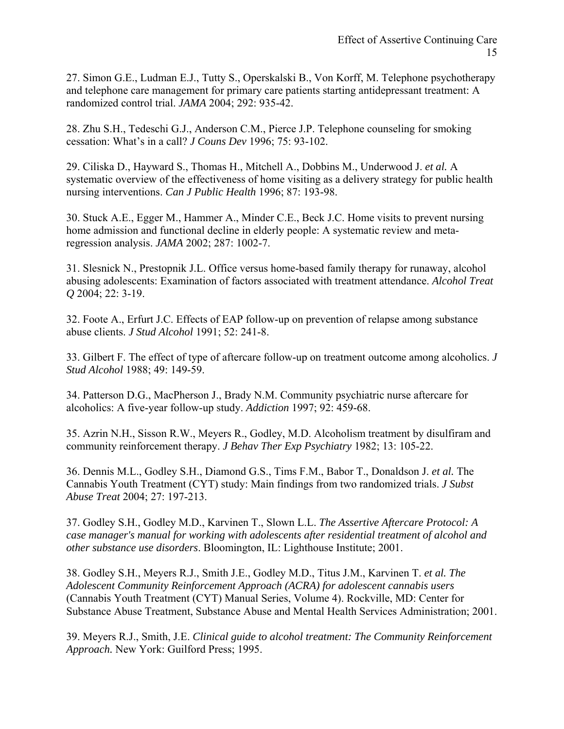27. Simon G.E., Ludman E.J., Tutty S., Operskalski B., Von Korff, M. Telephone psychotherapy and telephone care management for primary care patients starting antidepressant treatment: A randomized control trial. *JAMA* 2004; 292: 935-42.

28. Zhu S.H., Tedeschi G.J., Anderson C.M., Pierce J.P. Telephone counseling for smoking cessation: What's in a call? *J Couns Dev* 1996; 75: 93-102.

29. Ciliska D., Hayward S., Thomas H., Mitchell A., Dobbins M., Underwood J. *et al.* A systematic overview of the effectiveness of home visiting as a delivery strategy for public health nursing interventions. *Can J Public Health* 1996; 87: 193-98.

30. Stuck A.E., Egger M., Hammer A., Minder C.E., Beck J.C. Home visits to prevent nursing home admission and functional decline in elderly people: A systematic review and meta-regression analysis. *JAMA* 2002; 287: 1002-7.

31. Slesnick N., Prestopnik J.L. Office versus home-based family therapy for runaway, alcohol abusing adolescents: Examination of factors associated with treatment attendance. *Alcohol Treat Q* 2004; 22: 3-19.

32. Foote A., Erfurt J.C. Effects of EAP follow-up on prevention of relapse among substance abuse clients. *J Stud Alcohol* 1991; 52: 241-8.

33. Gilbert F. The effect of type of aftercare follow-up on treatment outcome among alcoholics. *J Stud Alcohol* 1988; 49: 149-59.

34. Patterson D.G., MacPherson J., Brady N.M. Community psychiatric nurse aftercare for alcoholics: A five-year follow-up study. *Addiction* 1997; 92: 459-68.

35. Azrin N.H., Sisson R.W., Meyers R., Godley, M.D. Alcoholism treatment by disulfiram and community reinforcement therapy. *J Behav Ther Exp Psychiatry* 1982; 13: 105-22.

36. Dennis M.L., Godley S.H., Diamond G.S., Tims F.M., Babor T., Donaldson J. *et al.* The Cannabis Youth Treatment (CYT) study: Main findings from two randomized trials. *J Subst Abuse Treat* 2004; 27: 197-213.

37. Godley S.H., Godley M.D., Karvinen T., Slown L.L. *The Assertive Aftercare Protocol: A case manager's manual for working with adolescents after residential treatment of alcohol and other substance use disorders*. Bloomington, IL: Lighthouse Institute; 2001.

38. Godley S.H., Meyers R.J., Smith J.E., Godley M.D., Titus J.M., Karvinen T. *et al. The Adolescent Community Reinforcement Approach (ACRA) for adolescent cannabis users* (Cannabis Youth Treatment (CYT) Manual Series, Volume 4). Rockville, MD: Center for Substance Abuse Treatment, Substance Abuse and Mental Health Services Administration; 2001.

39. Meyers R.J., Smith, J.E. *Clinical guide to alcohol treatment: The Community Reinforcement Approach.* New York: Guilford Press; 1995.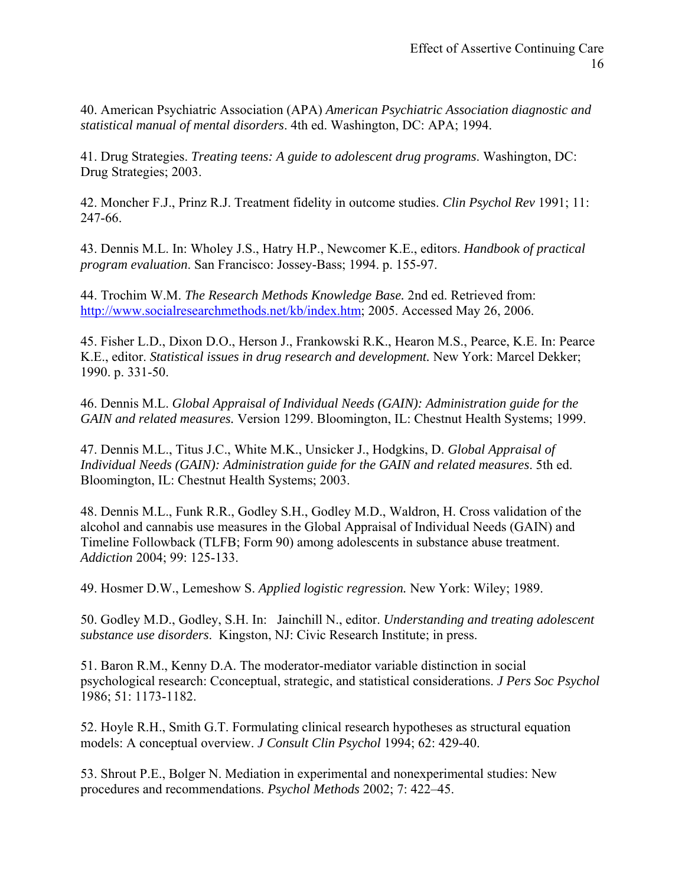40. American Psychiatric Association (APA) *American Psychiatric Association diagnostic and statistical manual of mental disorders*. 4th ed. Washington, DC: APA; 1994.

41. Drug Strategies. *Treating teens: A guide to adolescent drug programs*. Washington, DC: Drug Strategies; 2003.

42. Moncher F.J., Prinz R.J. Treatment fidelity in outcome studies. *Clin Psychol Rev* 1991; 11: 247-66.

43. Dennis M.L. In: Wholey J.S., Hatry H.P., Newcomer K.E., editors. *Handbook of practical program evaluation*. San Francisco: Jossey-Bass; 1994. p. 155-97.

44. Trochim W.M. *The Research Methods Knowledge Base.* 2nd ed. Retrieved from: http://www.socialresearchmethods.net/kb/index.htm; 2005. Accessed May 26, 2006.

45. Fisher L.D., Dixon D.O., Herson J., Frankowski R.K., Hearon M.S., Pearce, K.E. In: Pearce K.E., editor. *Statistical issues in drug research and development.* New York: Marcel Dekker; 1990. p. 331-50.

46. Dennis M.L. *Global Appraisal of Individual Needs (GAIN): Administration guide for the GAIN and related measures.* Version 1299. Bloomington, IL: Chestnut Health Systems; 1999.

47. Dennis M.L., Titus J.C., White M.K., Unsicker J., Hodgkins, D. *Global Appraisal of Individual Needs (GAIN): Administration guide for the GAIN and related measures*. 5th ed. Bloomington, IL: Chestnut Health Systems; 2003.

48. Dennis M.L., Funk R.R., Godley S.H., Godley M.D., Waldron, H. Cross validation of the alcohol and cannabis use measures in the Global Appraisal of Individual Needs (GAIN) and Timeline Followback (TLFB; Form 90) among adolescents in substance abuse treatment. *Addiction* 2004; 99: 125-133.

49. Hosmer D.W., Lemeshow S. *Applied logistic regression.* New York: Wiley; 1989.

50. Godley M.D., Godley, S.H. In: Jainchill N., editor. *Understanding and treating adolescent substance use disorders*. Kingston, NJ: Civic Research Institute; in press.

51. Baron R.M., Kenny D.A. The moderator-mediator variable distinction in social psychological research: Cconceptual, strategic, and statistical considerations. *J Pers Soc Psychol* 1986; 51: 1173-1182.

52. Hoyle R.H., Smith G.T. Formulating clinical research hypotheses as structural equation models: A conceptual overview. *J Consult Clin Psychol* 1994; 62: 429-40.

53. Shrout P.E., Bolger N. Mediation in experimental and nonexperimental studies: New procedures and recommendations. *Psychol Methods* 2002; 7: 422–45.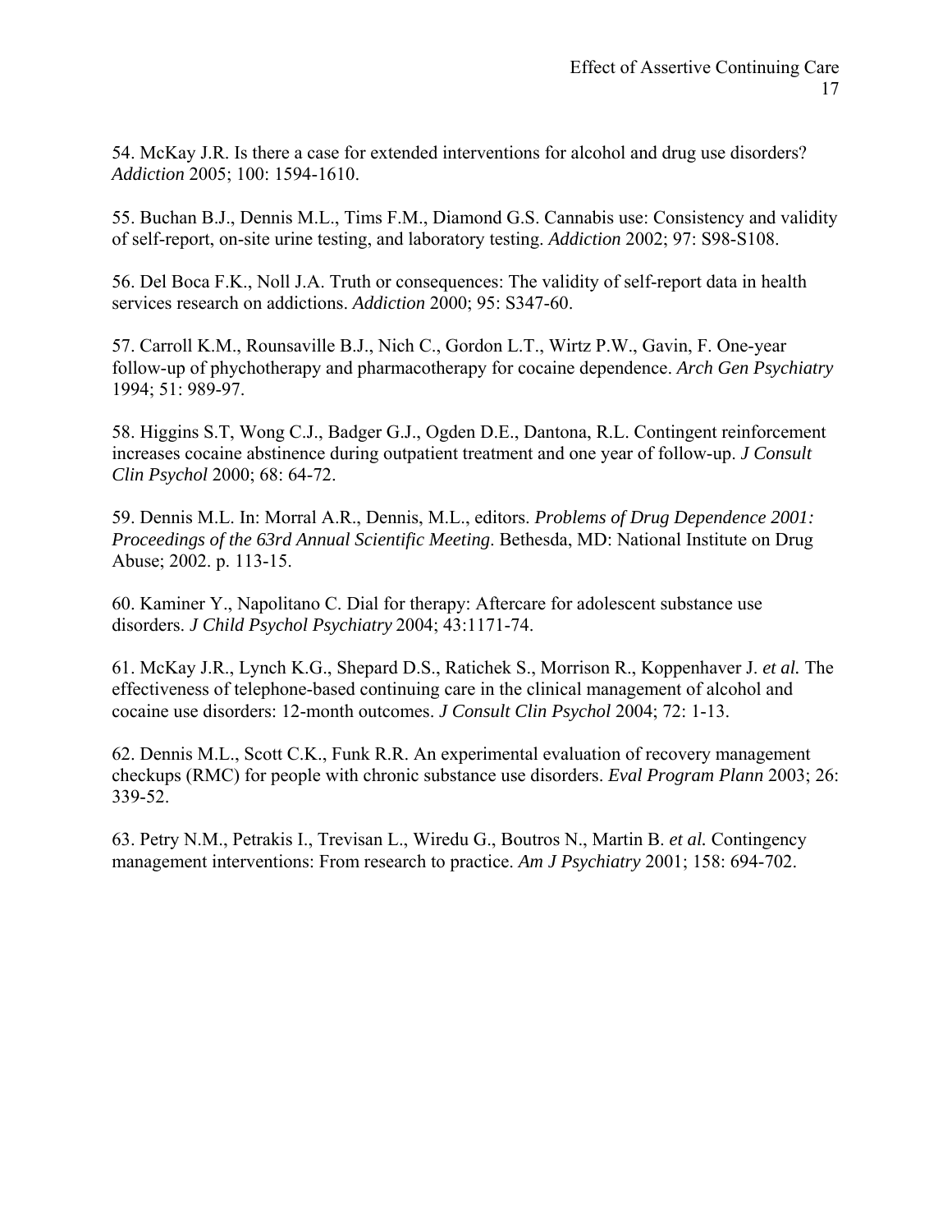54. McKay J.R. Is there a case for extended interventions for alcohol and drug use disorders? *Addiction* 2005; 100: 1594-1610.

55. Buchan B.J., Dennis M.L., Tims F.M., Diamond G.S. Cannabis use: Consistency and validity of self-report, on-site urine testing, and laboratory testing. *Addiction* 2002; 97: S98-S108.

56. Del Boca F.K., Noll J.A. Truth or consequences: The validity of self-report data in health services research on addictions. *Addiction* 2000; 95: S347-60.

57. Carroll K.M., Rounsaville B.J., Nich C., Gordon L.T., Wirtz P.W., Gavin, F. One-year follow-up of phychotherapy and pharmacotherapy for cocaine dependence. *Arch Gen Psychiatry* 1994; 51: 989-97.

58. Higgins S.T, Wong C.J., Badger G.J., Ogden D.E., Dantona, R.L. Contingent reinforcement increases cocaine abstinence during outpatient treatment and one year of follow-up. *J Consult Clin Psychol* 2000; 68: 64-72.

59. Dennis M.L. In: Morral A.R., Dennis, M.L., editors. *Problems of Drug Dependence 2001: Proceedings of the 63rd Annual Scientific Meeting*. Bethesda, MD: National Institute on Drug Abuse; 2002. p. 113-15.

60. Kaminer Y., Napolitano C. Dial for therapy: Aftercare for adolescent substance use disorders. *J Child Psychol Psychiatry* 2004; 43:1171-74.

61. McKay J.R., Lynch K.G., Shepard D.S., Ratichek S., Morrison R., Koppenhaver J. *et al.* The effectiveness of telephone-based continuing care in the clinical management of alcohol and cocaine use disorders: 12-month outcomes. *J Consult Clin Psychol* 2004; 72: 1-13.

62. Dennis M.L., Scott C.K., Funk R.R. An experimental evaluation of recovery management checkups (RMC) for people with chronic substance use disorders. *Eval Program Plann* 2003; 26: 339-52.

63. Petry N.M., Petrakis I., Trevisan L., Wiredu G., Boutros N., Martin B. *et al.* Contingency management interventions: From research to practice. *Am J Psychiatry* 2001; 158: 694-702.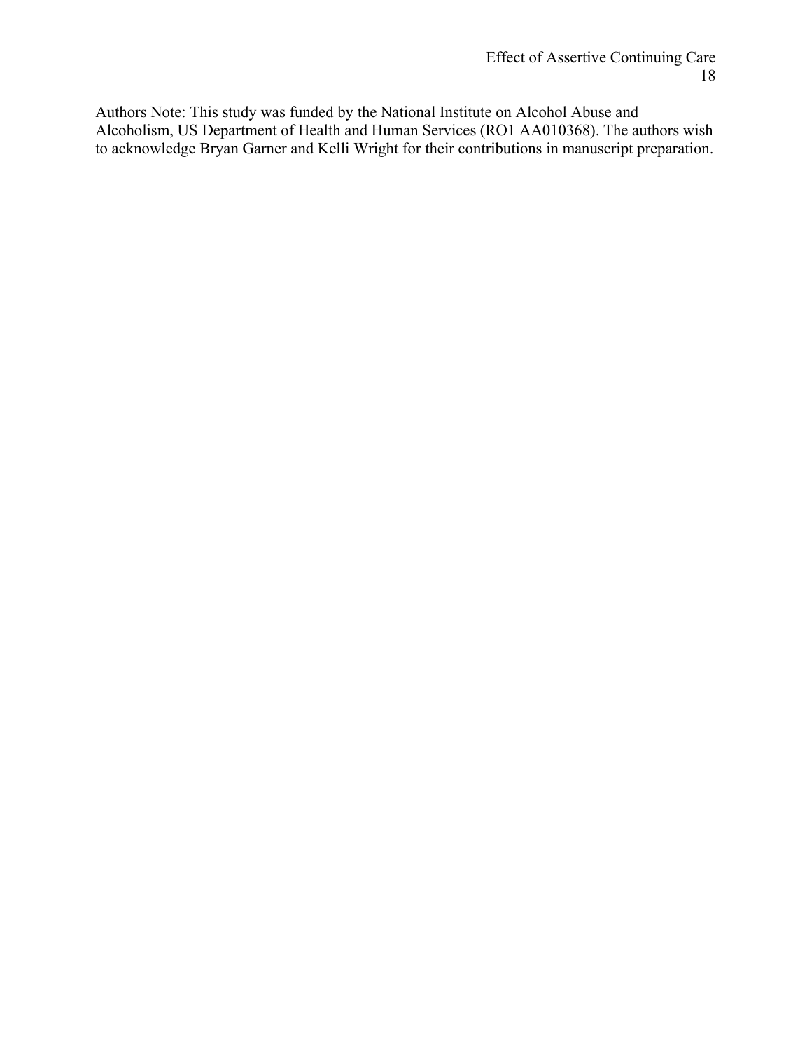Authors Note: This study was funded by the National Institute on Alcohol Abuse and Alcoholism, US Department of Health and Human Services (RO1 AA010368). The authors wish to acknowledge Bryan Garner and Kelli Wright for their contributions in manuscript preparation.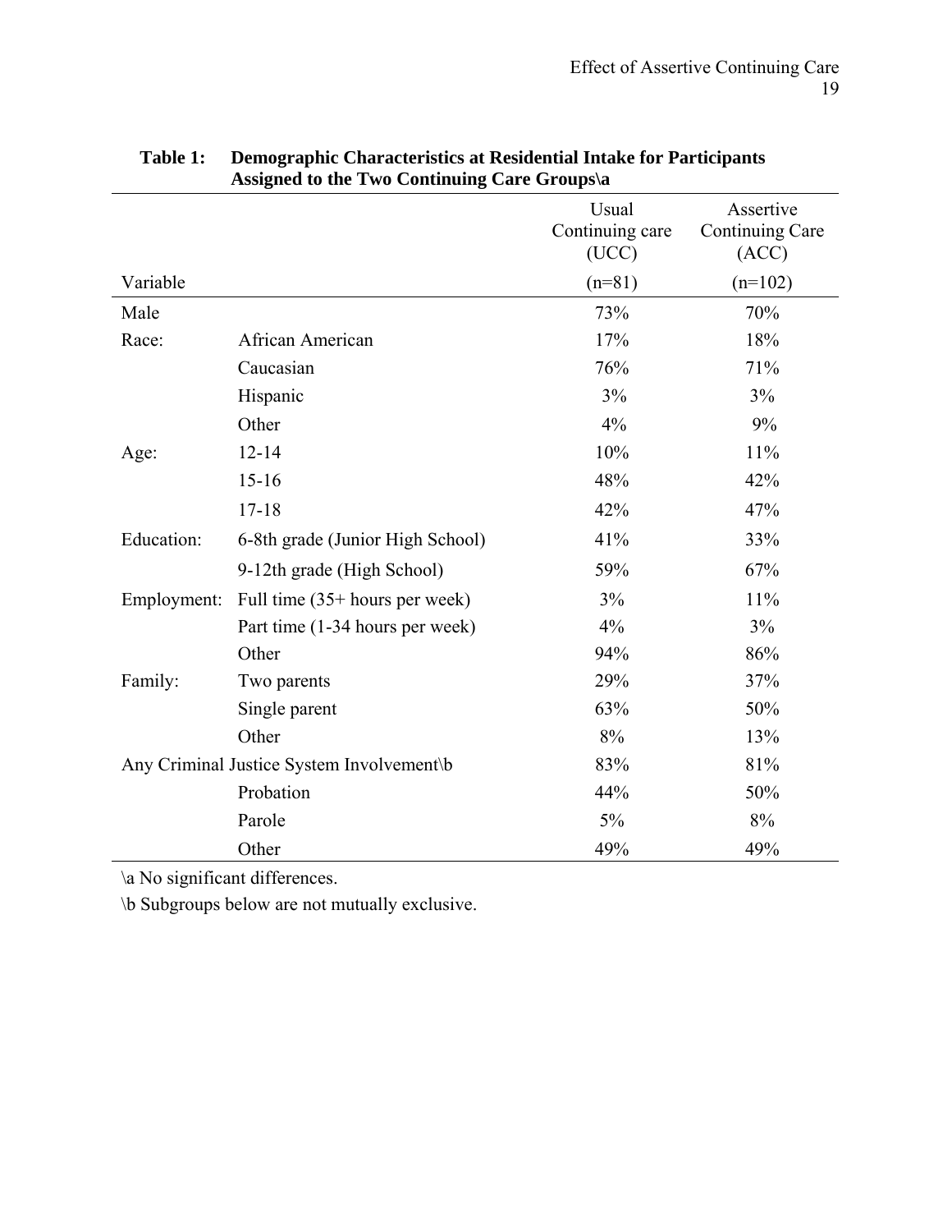**Table 1: Demographic Characteristics at Residential Intake for Participants Assigned to the Two Continuing Care Groups\a**

| Variable | | Usual Continuing care (UCC) (n=81) | Assertive Continuing Care (ACC) (n=102) |
|---|---|---|---|
| Male | | 73% | 70% |
| Race: | African American | 17% | 18% |
| | Caucasian | 76% | 71% |
| | Hispanic | 3% | 3% |
| | Other | 4% | 9% |
| Age: | 12-14 | 10% | 11% |
| | 15-16 | 48% | 42% |
| | 17-18 | 42% | 47% |
| Education: | 6-8th grade (Junior High School) | 41% | 33% |
| | 9-12th grade (High School) | 59% | 67% |
| Employment: | Full time (35+ hours per week) | 3% | 11% |
| | Part time (1-34 hours per week) | 4% | 3% |
| | Other | 94% | 86% |
| Family: | Two parents | 29% | 37% |
| | Single parent | 63% | 50% |
| | Other | 8% | 13% |
| Any Criminal Justice System Involvement\b | | 83% | 81% |
| | Probation | 44% | 50% |
| | Parole | 5% | 8% |
| | Other | 49% | 49% |

\a No significant differences.

\b Subgroups below are not mutually exclusive.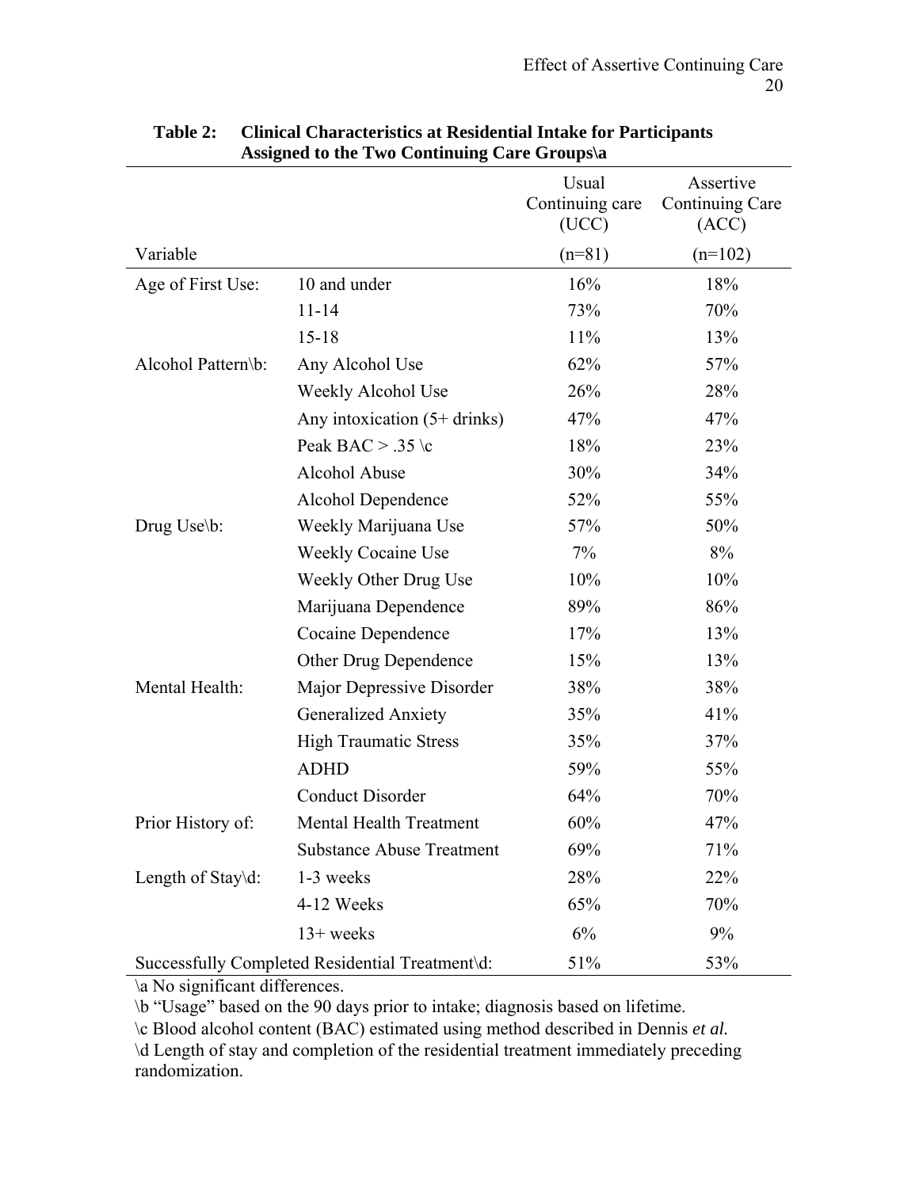**Table 2: Clinical Characteristics at Residential Intake for Participants Assigned to the Two Continuing Care Groups\a**

| Variable | | Usual Continuing care (UCC) (n=81) | Assertive Continuing Care (ACC) (n=102) |
|---|---|---|---|
| Age of First Use: | 10 and under | 16% | 18% |
| | 11-14 | 73% | 70% |
| | 15-18 | 11% | 13% |
| Alcohol Pattern\b: | Any Alcohol Use | 62% | 57% |
| | Weekly Alcohol Use | 26% | 28% |
| | Any intoxication (5+ drinks) | 47% | 47% |
| | Peak BAC > .35 \c | 18% | 23% |
| | Alcohol Abuse | 30% | 34% |
| | Alcohol Dependence | 52% | 55% |
| Drug Use\b: | Weekly Marijuana Use | 57% | 50% |
| | Weekly Cocaine Use | 7% | 8% |
| | Weekly Other Drug Use | 10% | 10% |
| | Marijuana Dependence | 89% | 86% |
| | Cocaine Dependence | 17% | 13% |
| | Other Drug Dependence | 15% | 13% |
| Mental Health: | Major Depressive Disorder | 38% | 38% |
| | Generalized Anxiety | 35% | 41% |
| | High Traumatic Stress | 35% | 37% |
| | ADHD | 59% | 55% |
| | Conduct Disorder | 64% | 70% |
| Prior History of: | Mental Health Treatment | 60% | 47% |
| | Substance Abuse Treatment | 69% | 71% |
| Length of Stay\d: | 1-3 weeks | 28% | 22% |
| | 4-12 Weeks | 65% | 70% |
| | 13+ weeks | 6% | 9% |
| Successfully Completed Residential Treatment\d: | | 51% | 53% |

\a No significant differences.

\b "Usage" based on the 90 days prior to intake; diagnosis based on lifetime.

\c Blood alcohol content (BAC) estimated using method described in Dennis *et al.*

\d Length of stay and completion of the residential treatment immediately preceding randomization.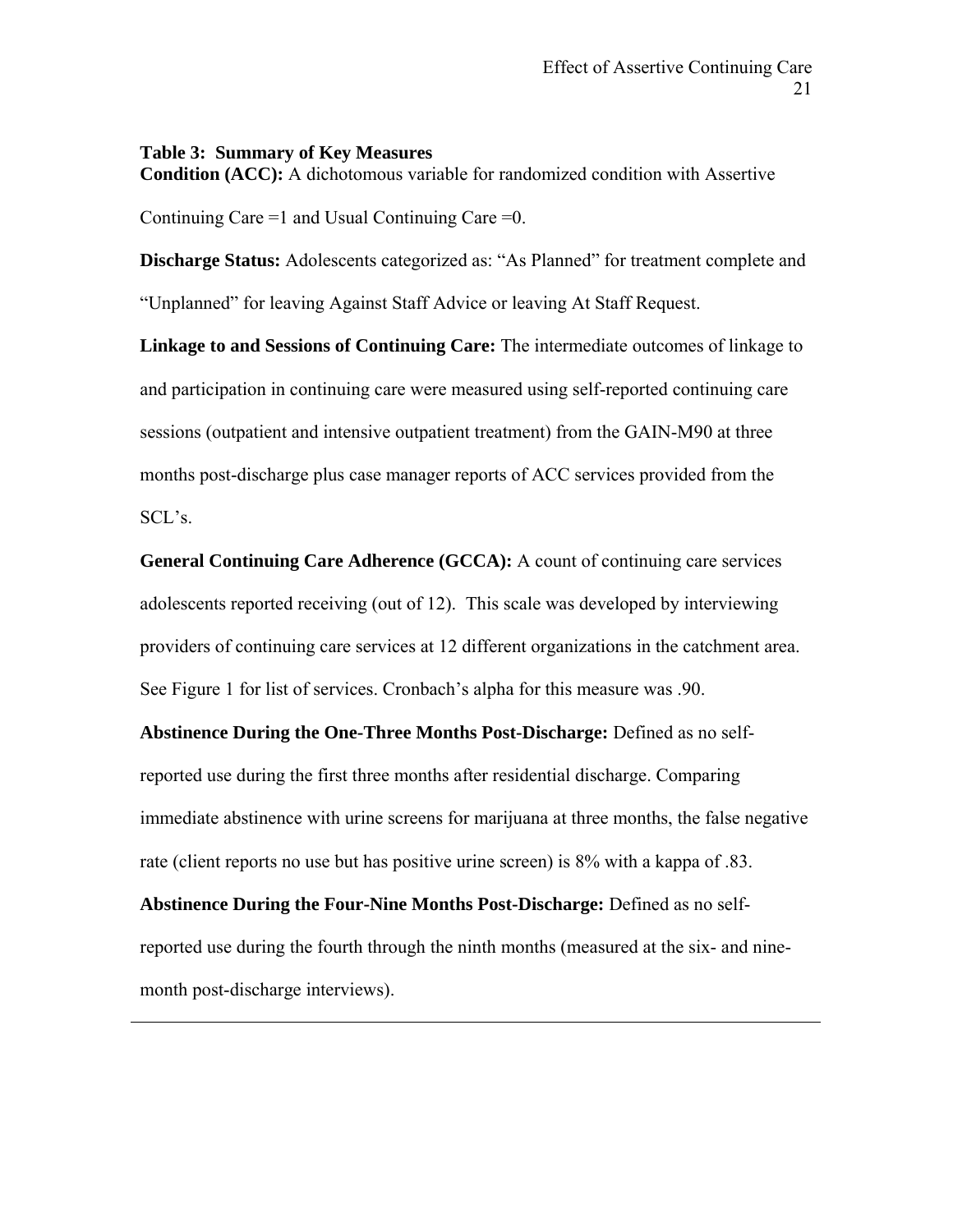**Table 3: Summary of Key Measures**

**Condition (ACC):** A dichotomous variable for randomized condition with Assertive Continuing Care =1 and Usual Continuing Care =0.

**Discharge Status:** Adolescents categorized as: "As Planned" for treatment complete and "Unplanned" for leaving Against Staff Advice or leaving At Staff Request.

**Linkage to and Sessions of Continuing Care:** The intermediate outcomes of linkage to and participation in continuing care were measured using self-reported continuing care sessions (outpatient and intensive outpatient treatment) from the GAIN-M90 at three months post-discharge plus case manager reports of ACC services provided from the SCL's.

**General Continuing Care Adherence (GCCA):** A count of continuing care services adolescents reported receiving (out of 12). This scale was developed by interviewing providers of continuing care services at 12 different organizations in the catchment area. See Figure 1 for list of services. Cronbach's alpha for this measure was .90.

**Abstinence During the One-Three Months Post-Discharge:** Defined as no self-reported use during the first three months after residential discharge. Comparing immediate abstinence with urine screens for marijuana at three months, the false negative rate (client reports no use but has positive urine screen) is 8% with a kappa of .83.

**Abstinence During the Four-Nine Months Post-Discharge:** Defined as no self-reported use during the fourth through the ninth months (measured at the six- and nine-month post-discharge interviews).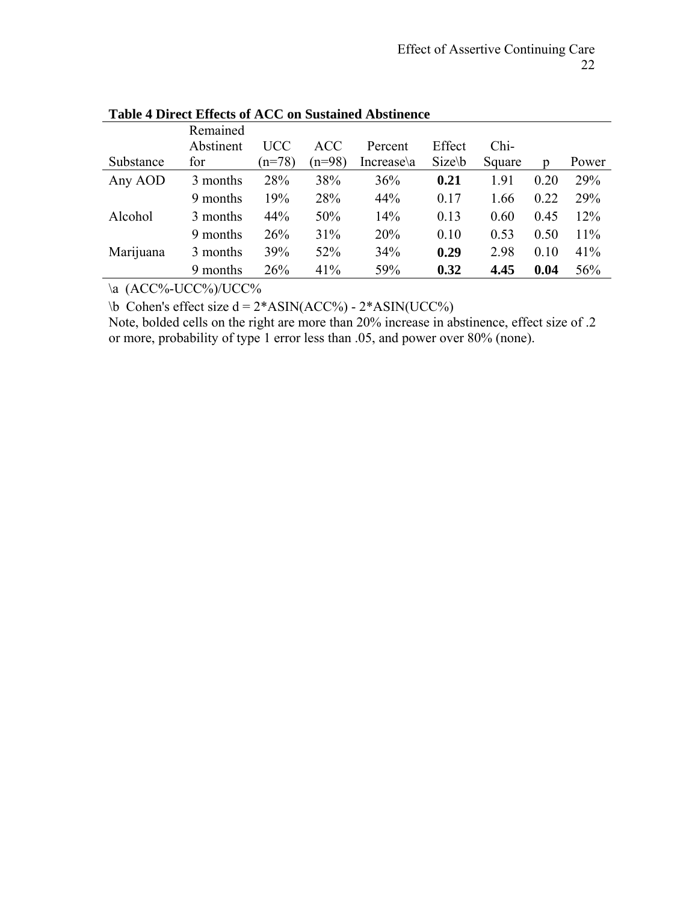**Table 4 Direct Effects of ACC on Sustained Abstinence**

| Substance | Remained Abstinent for | UCC (n=78) | ACC (n=98) | Percent Increase\a | Effect Size\b | Chi-Square | p | Power |
|---|---|---|---|---|---|---|---|---|
| Any AOD | 3 months | 28% | 38% | 36% | **0.21** | 1.91 | 0.20 | 29% |
| | 9 months | 19% | 28% | 44% | 0.17 | 1.66 | 0.22 | 29% |
| Alcohol | 3 months | 44% | 50% | 14% | 0.13 | 0.60 | 0.45 | 12% |
| | 9 months | 26% | 31% | 20% | 0.10 | 0.53 | 0.50 | 11% |
| Marijuana | 3 months | 39% | 52% | 34% | **0.29** | 2.98 | 0.10 | 41% |
| | 9 months | 26% | 41% | 59% | **0.32** | **4.45** | **0.04** | 56% |

\a (ACC%-UCC%)/UCC%

\b Cohen's effect size d = 2*ASIN(ACC%) - 2*ASIN(UCC%)

Note, bolded cells on the right are more than 20% increase in abstinence, effect size of .2 or more, probability of type 1 error less than .05, and power over 80% (none).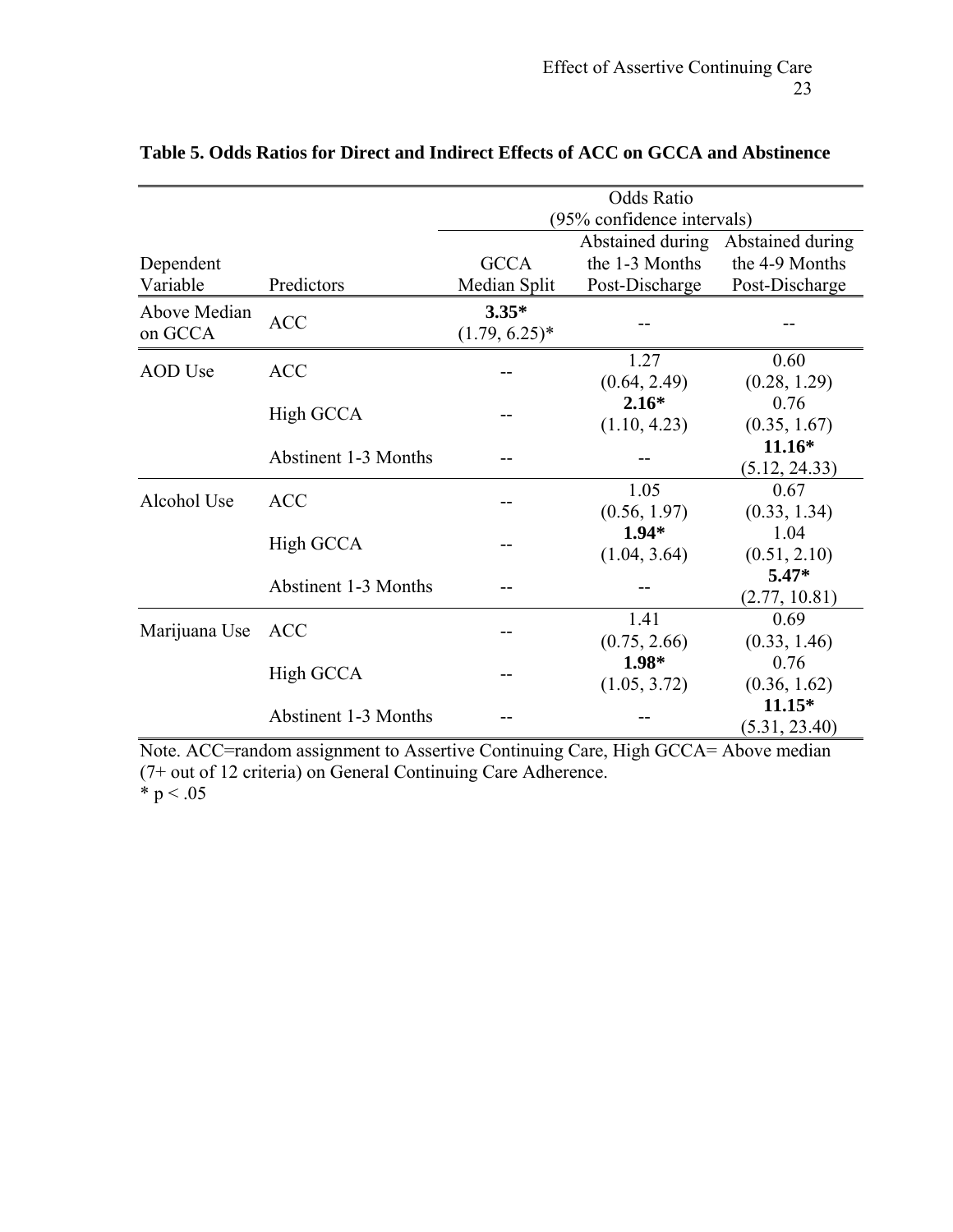**Table 5. Odds Ratios for Direct and Indirect Effects of ACC on GCCA and Abstinence**

| | | Odds Ratio (95% confidence intervals) | | |
|---|---|---|---|---|
| Dependent Variable | Predictors | GCCA Median Split | Abstained during the 1-3 Months Post-Discharge | Abstained during the 4-9 Months Post-Discharge |
| Above Median on GCCA | ACC | **3.35*** (1.79, 6.25)* | -- | -- |
| AOD Use | ACC | -- | 1.27 (0.64, 2.49) | 0.60 (0.28, 1.29) |
| | High GCCA | -- | **2.16*** (1.10, 4.23) | 0.76 (0.35, 1.67) |
| | Abstinent 1-3 Months | -- | -- | **11.16*** (5.12, 24.33) |
| Alcohol Use | ACC | -- | 1.05 (0.56, 1.97) | 0.67 (0.33, 1.34) |
| | High GCCA | -- | **1.94*** (1.04, 3.64) | 1.04 (0.51, 2.10) |
| | Abstinent 1-3 Months | -- | -- | **5.47*** (2.77, 10.81) |
| Marijuana Use | ACC | -- | 1.41 (0.75, 2.66) | 0.69 (0.33, 1.46) |
| | High GCCA | -- | **1.98*** (1.05, 3.72) | 0.76 (0.36, 1.62) |
| | Abstinent 1-3 Months | -- | -- | **11.15*** (5.31, 23.40) |

Note. ACC=random assignment to Assertive Continuing Care, High GCCA= Above median (7+ out of 12 criteria) on General Continuing Care Adherence.
* $p < .05$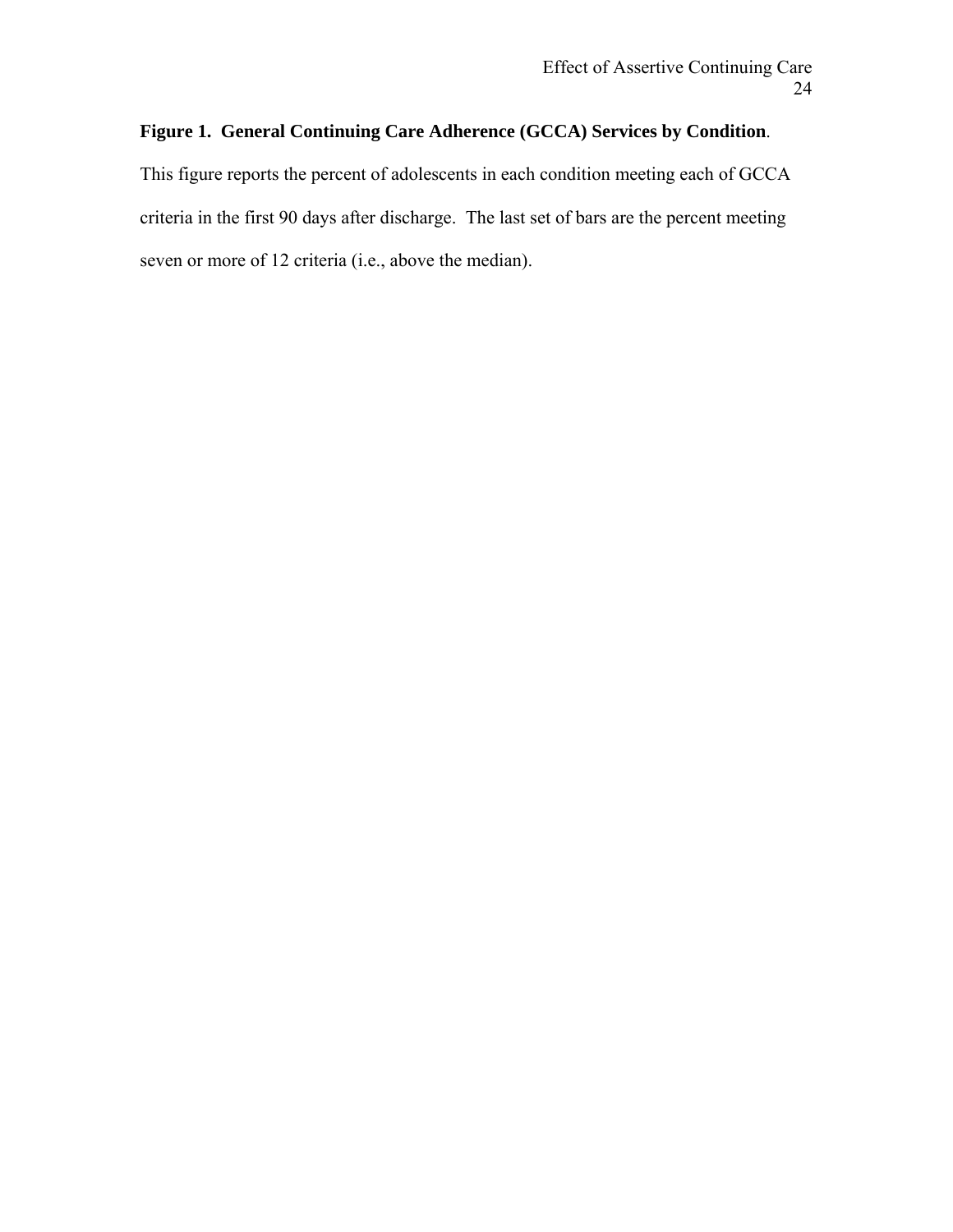**Figure 1. General Continuing Care Adherence (GCCA) Services by Condition**.

This figure reports the percent of adolescents in each condition meeting each of GCCA criteria in the first 90 days after discharge. The last set of bars are the percent meeting seven or more of 12 criteria (i.e., above the median).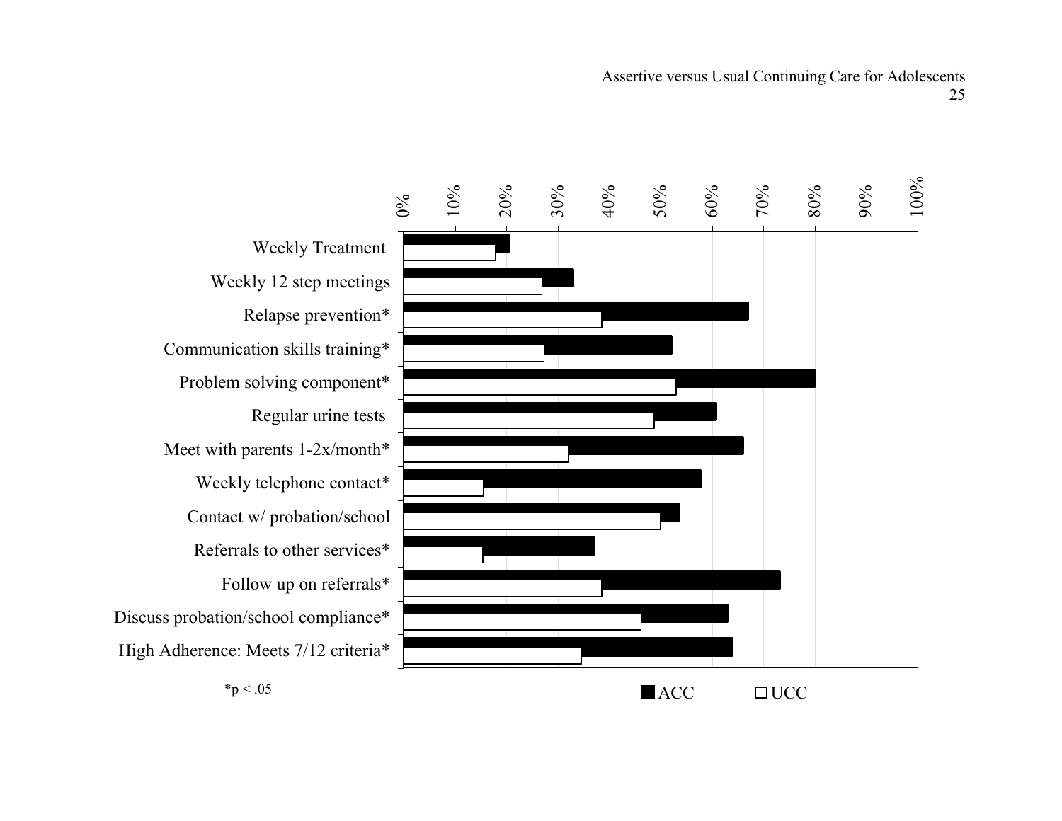0%
10%
20%
30%
40%
50%
60%
70%
80%
90%
100%

Weekly Treatment

Weekly 12 step meetings

Relapse prevention*

Communication skills training*

Problem solving component*

Regular urine tests

Meet with parents 1-2x/month*

Weekly telephone contact*

Contact w/ probation/school

Referrals to other services*

Follow up on referrals*

Discuss probation/school compliance*

High Adherence: Meets 7/12 criteria*

*p < .05

ACC

UCC